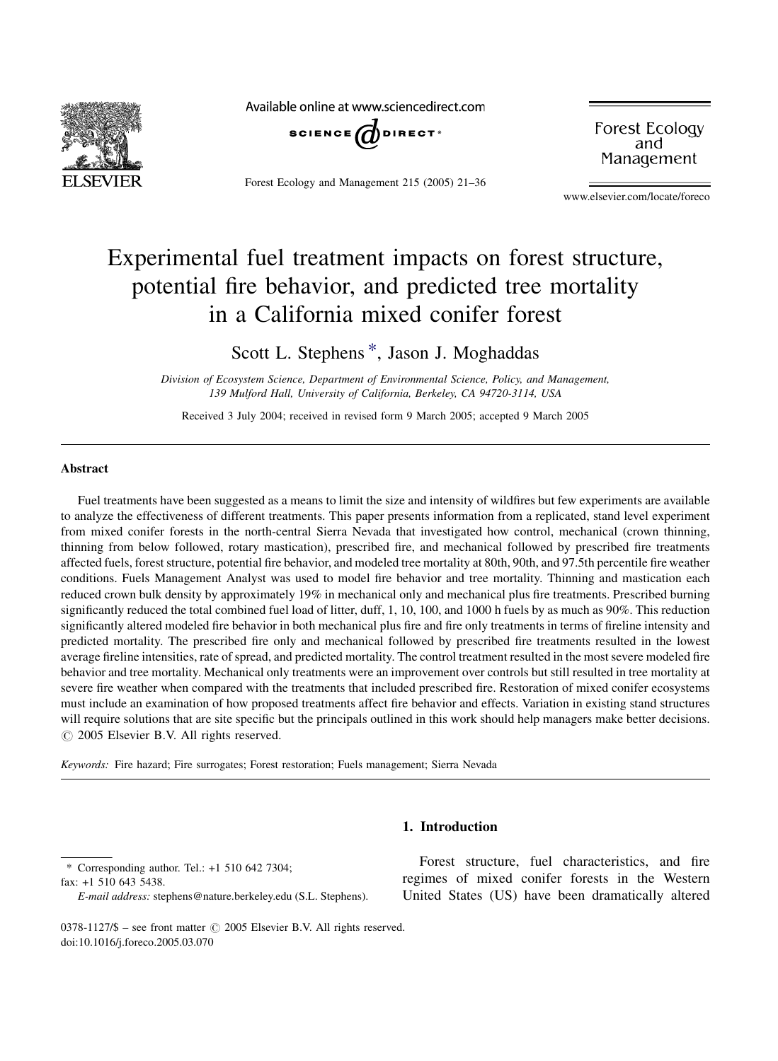# Experimental fuel treatment impacts on forest structure, potential fire behavior, and predicted tree mortality in a California mixed conifer forest

Scott L. Stephens *, Jason J. Moghaddas

*Division of Ecosystem Science, Department of Environmental Science, Policy, and Management, 139 Mulford Hall, University of California, Berkeley, CA 94720-3114, USA*

Received 3 July 2004; received in revised form 9 March 2005; accepted 9 March 2005

## Abstract

Fuel treatments have been suggested as a means to limit the size and intensity of wildfires but few experiments are available to analyze the effectiveness of different treatments. This paper presents information from a replicated, stand level experiment from mixed conifer forests in the north-central Sierra Nevada that investigated how control, mechanical (crown thinning, thinning from below followed, rotary mastication), prescribed fire, and mechanical followed by prescribed fire treatments affected fuels, forest structure, potential fire behavior, and modeled tree mortality at 80th, 90th, and 97.5th percentile fire weather conditions. Fuels Management Analyst was used to model fire behavior and tree mortality. Thinning and mastication each reduced crown bulk density by approximately 19% in mechanical only and mechanical plus fire treatments. Prescribed burning significantly reduced the total combined fuel load of litter, duff, 1, 10, 100, and 1000 h fuels by as much as 90%. This reduction significantly altered modeled fire behavior in both mechanical plus fire and fire only treatments in terms of fireline intensity and predicted mortality. The prescribed fire only and mechanical followed by prescribed fire treatments resulted in the lowest average fireline intensities, rate of spread, and predicted mortality. The control treatment resulted in the most severe modeled fire behavior and tree mortality. Mechanical only treatments were an improvement over controls but still resulted in tree mortality at severe fire weather when compared with the treatments that included prescribed fire. Restoration of mixed conifer ecosystems must include an examination of how proposed treatments affect fire behavior and effects. Variation in existing stand structures will require solutions that are site specific but the principals outlined in this work should help managers make better decisions.
© 2005 Elsevier B.V. All rights reserved.

*Keywords:* Fire hazard; Fire surrogates; Forest restoration; Fuels management; Sierra Nevada

## 1. Introduction

Forest structure, fuel characteristics, and fire regimes of mixed conifer forests in the Western United States (US) have been dramatically altered

---

* Corresponding author. Tel.: +1 510 642 7304; fax: +1 510 643 5438.
*E-mail address:* stephens@nature.berkeley.edu (S.L. Stephens).

0378-1127/$ – see front matter © 2005 Elsevier B.V. All rights reserved.
doi:10.1016/j.foreco.2005.03.070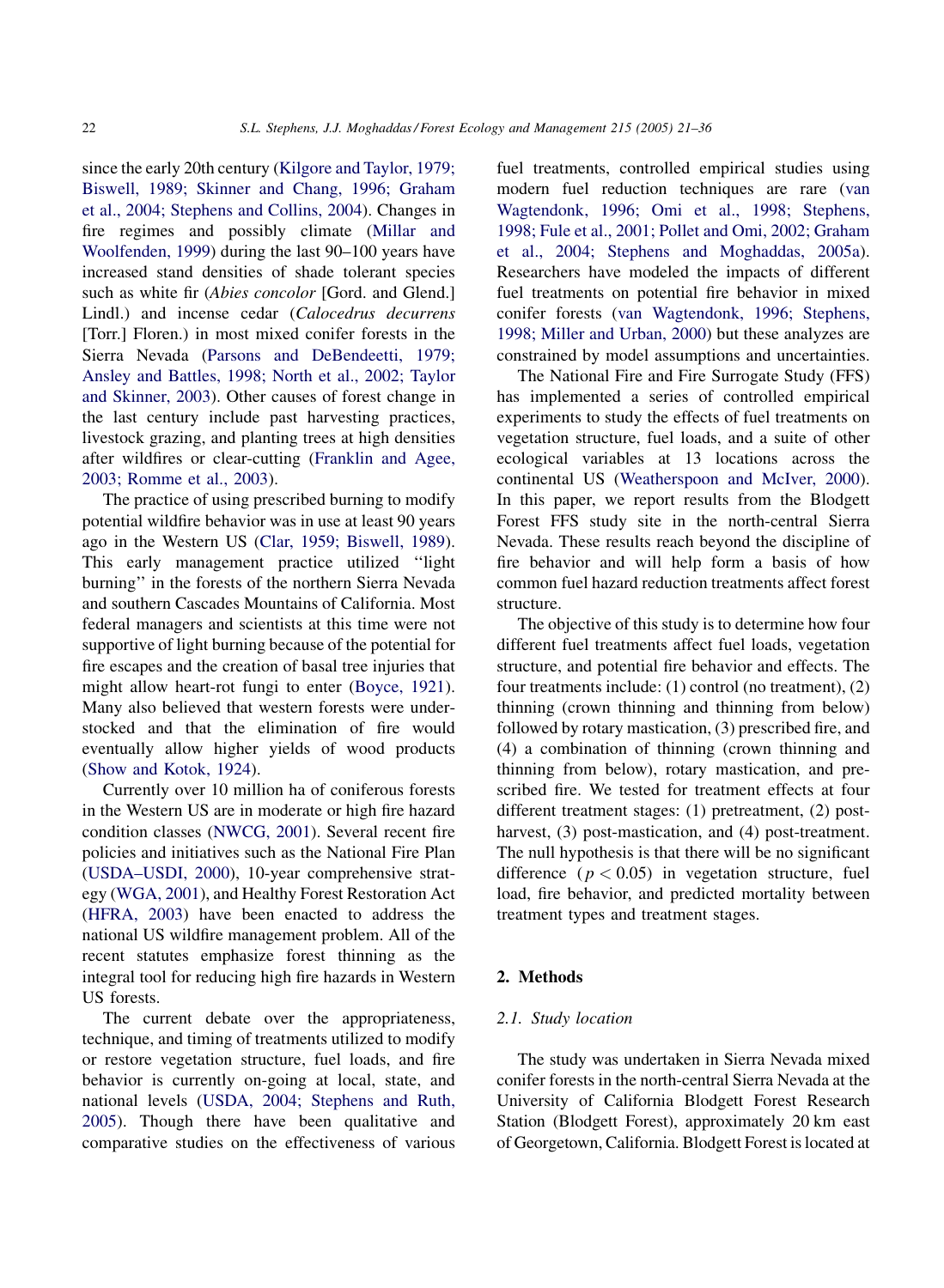since the early 20th century (Kilgore and Taylor, 1979; Biswell, 1989; Skinner and Chang, 1996; Graham et al., 2004; Stephens and Collins, 2004). Changes in fire regimes and possibly climate (Millar and Woolfenden, 1999) during the last 90–100 years have increased stand densities of shade tolerant species such as white fir (*Abies concolor* [Gord. and Glend.] Lindl.) and incense cedar (*Calocedrus decurrens* [Torr.] Floren.) in most mixed conifer forests in the Sierra Nevada (Parsons and DeBendeetti, 1979; Ansley and Battles, 1998; North et al., 2002; Taylor and Skinner, 2003). Other causes of forest change in the last century include past harvesting practices, livestock grazing, and planting trees at high densities after wildfires or clear-cutting (Franklin and Agee, 2003; Romme et al., 2003).

The practice of using prescribed burning to modify potential wildfire behavior was in use at least 90 years ago in the Western US (Clar, 1959; Biswell, 1989). This early management practice utilized ''light burning'' in the forests of the northern Sierra Nevada and southern Cascades Mountains of California. Most federal managers and scientists at this time were not supportive of light burning because of the potential for fire escapes and the creation of basal tree injuries that might allow heart-rot fungi to enter (Boyce, 1921). Many also believed that western forests were understocked and that the elimination of fire would eventually allow higher yields of wood products (Show and Kotok, 1924).

Currently over 10 million ha of coniferous forests in the Western US are in moderate or high fire hazard condition classes (NWCG, 2001). Several recent fire policies and initiatives such as the National Fire Plan (USDA–USDI, 2000), 10-year comprehensive strategy (WGA, 2001), and Healthy Forest Restoration Act (HFRA, 2003) have been enacted to address the national US wildfire management problem. All of the recent statutes emphasize forest thinning as the integral tool for reducing high fire hazards in Western US forests.

The current debate over the appropriateness, technique, and timing of treatments utilized to modify or restore vegetation structure, fuel loads, and fire behavior is currently on-going at local, state, and national levels (USDA, 2004; Stephens and Ruth, 2005). Though there have been qualitative and comparative studies on the effectiveness of various fuel treatments, controlled empirical studies using modern fuel reduction techniques are rare (van Wagtendonk, 1996; Omi et al., 1998; Stephens, 1998; Fule et al., 2001; Pollet and Omi, 2002; Graham et al., 2004; Stephens and Moghaddas, 2005a). Researchers have modeled the impacts of different fuel treatments on potential fire behavior in mixed conifer forests (van Wagtendonk, 1996; Stephens, 1998; Miller and Urban, 2000) but these analyzes are constrained by model assumptions and uncertainties.

The National Fire and Fire Surrogate Study (FFS) has implemented a series of controlled empirical experiments to study the effects of fuel treatments on vegetation structure, fuel loads, and a suite of other ecological variables at 13 locations across the continental US (Weatherspoon and McIver, 2000). In this paper, we report results from the Blodgett Forest FFS study site in the north-central Sierra Nevada. These results reach beyond the discipline of fire behavior and will help form a basis of how common fuel hazard reduction treatments affect forest structure.

The objective of this study is to determine how four different fuel treatments affect fuel loads, vegetation structure, and potential fire behavior and effects. The four treatments include: (1) control (no treatment), (2) thinning (crown thinning and thinning from below) followed by rotary mastication, (3) prescribed fire, and (4) a combination of thinning (crown thinning and thinning from below), rotary mastication, and prescribed fire. We tested for treatment effects at four different treatment stages: (1) pretreatment, (2) post-harvest, (3) post-mastication, and (4) post-treatment. The null hypothesis is that there will be no significant difference ($p < 0.05$) in vegetation structure, fuel load, fire behavior, and predicted mortality between treatment types and treatment stages.

## 2. Methods

### 2.1. Study location

The study was undertaken in Sierra Nevada mixed conifer forests in the north-central Sierra Nevada at the University of California Blodgett Forest Research Station (Blodgett Forest), approximately 20 km east of Georgetown, California. Blodgett Forest is located at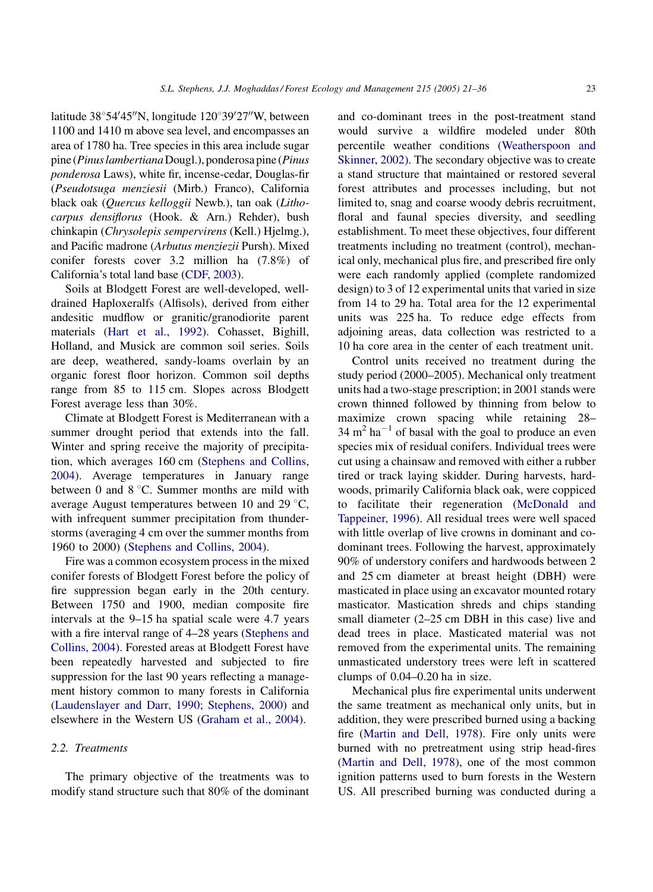latitude 38°54′45″N, longitude 120°39′27″W, between 1100 and 1410 m above sea level, and encompasses an area of 1780 ha. Tree species in this area include sugar pine (*Pinus lambertiana* Dougl.), ponderosa pine (*Pinus ponderosa* Laws), white fir, incense-cedar, Douglas-fir (*Pseudotsuga menziesii* (Mirb.) Franco), California black oak (*Quercus kelloggii* Newb.), tan oak (*Lithocarpus densiflorus* (Hook. & Arn.) Rehder), bush chinkapin (*Chrysolepis sempervirens* (Kell.) Hjelmg.), and Pacific madrone (*Arbutus menziezii* Pursh). Mixed conifer forests cover 3.2 million ha (7.8%) of California's total land base (CDF, 2003).

Soils at Blodgett Forest are well-developed, well-drained Haploxeralfs (Alfisols), derived from either andesitic mudflow or granitic/granodiorite parent materials (Hart et al., 1992). Cohasset, Bighill, Holland, and Musick are common soil series. Soils are deep, weathered, sandy-loams overlain by an organic forest floor horizon. Common soil depths range from 85 to 115 cm. Slopes across Blodgett Forest average less than 30%.

Climate at Blodgett Forest is Mediterranean with a summer drought period that extends into the fall. Winter and spring receive the majority of precipitation, which averages 160 cm (Stephens and Collins, 2004). Average temperatures in January range between 0 and 8 °C. Summer months are mild with average August temperatures between 10 and 29 °C, with infrequent summer precipitation from thunderstorms (averaging 4 cm over the summer months from 1960 to 2000) (Stephens and Collins, 2004).

Fire was a common ecosystem process in the mixed conifer forests of Blodgett Forest before the policy of fire suppression began early in the 20th century. Between 1750 and 1900, median composite fire intervals at the 9–15 ha spatial scale were 4.7 years with a fire interval range of 4–28 years (Stephens and Collins, 2004). Forested areas at Blodgett Forest have been repeatedly harvested and subjected to fire suppression for the last 90 years reflecting a management history common to many forests in California (Laudenslayer and Darr, 1990; Stephens, 2000) and elsewhere in the Western US (Graham et al., 2004).

### 2.2. Treatments

The primary objective of the treatments was to modify stand structure such that 80% of the dominant and co-dominant trees in the post-treatment stand would survive a wildfire modeled under 80th percentile weather conditions (Weatherspoon and Skinner, 2002). The secondary objective was to create a stand structure that maintained or restored several forest attributes and processes including, but not limited to, snag and coarse woody debris recruitment, floral and faunal species diversity, and seedling establishment. To meet these objectives, four different treatments including no treatment (control), mechanical only, mechanical plus fire, and prescribed fire only were each randomly applied (complete randomized design) to 3 of 12 experimental units that varied in size from 14 to 29 ha. Total area for the 12 experimental units was 225 ha. To reduce edge effects from adjoining areas, data collection was restricted to a 10 ha core area in the center of each treatment unit.

Control units received no treatment during the study period (2000–2005). Mechanical only treatment units had a two-stage prescription; in 2001 stands were crown thinned followed by thinning from below to maximize crown spacing while retaining 28–34 $m^2\ ha^{-1}$ of basal with the goal to produce an even species mix of residual conifers. Individual trees were cut using a chainsaw and removed with either a rubber tired or track laying skidder. During harvests, hardwoods, primarily California black oak, were coppiced to facilitate their regeneration (McDonald and Tappeiner, 1996). All residual trees were well spaced with little overlap of live crowns in dominant and co-dominant trees. Following the harvest, approximately 90% of understory conifers and hardwoods between 2 and 25 cm diameter at breast height (DBH) were masticated in place using an excavator mounted rotary masticator. Mastication shreds and chips standing small diameter (2–25 cm DBH in this case) live and dead trees in place. Masticated material was not removed from the experimental units. The remaining unmasticated understory trees were left in scattered clumps of 0.04–0.20 ha in size.

Mechanical plus fire experimental units underwent the same treatment as mechanical only units, but in addition, they were prescribed burned using a backing fire (Martin and Dell, 1978). Fire only units were burned with no pretreatment using strip head-fires (Martin and Dell, 1978), one of the most common ignition patterns used to burn forests in the Western US. All prescribed burning was conducted during a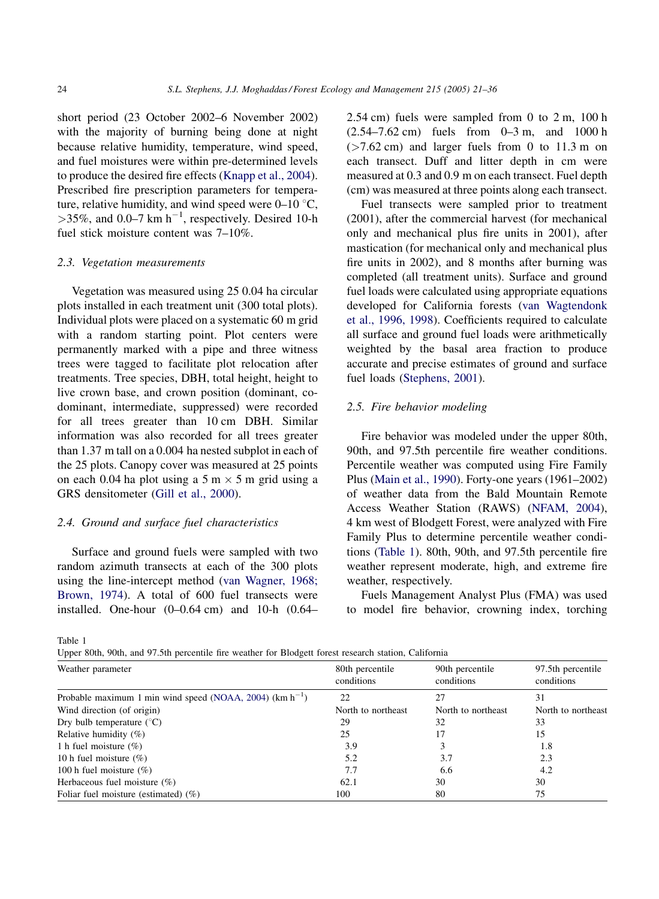short period (23 October 2002–6 November 2002) with the majority of burning being done at night because relative humidity, temperature, wind speed, and fuel moistures were within pre-determined levels to produce the desired fire effects (Knapp et al., 2004). Prescribed fire prescription parameters for temperature, relative humidity, and wind speed were 0–10 °C, >35%, and 0.0–7 km $h^{-1}$, respectively. Desired 10-h fuel stick moisture content was 7–10%.

### 2.3. Vegetation measurements

Vegetation was measured using 25 0.04 ha circular plots installed in each treatment unit (300 total plots). Individual plots were placed on a systematic 60 m grid with a random starting point. Plot centers were permanently marked with a pipe and three witness trees were tagged to facilitate plot relocation after treatments. Tree species, DBH, total height, height to live crown base, and crown position (dominant, co-dominant, intermediate, suppressed) were recorded for all trees greater than 10 cm DBH. Similar information was also recorded for all trees greater than 1.37 m tall on a 0.004 ha nested subplot in each of the 25 plots. Canopy cover was measured at 25 points on each 0.04 ha plot using a 5 m × 5 m grid using a GRS densitometer (Gill et al., 2000).

### 2.4. Ground and surface fuel characteristics

Surface and ground fuels were sampled with two random azimuth transects at each of the 300 plots using the line-intercept method (van Wagner, 1968; Brown, 1974). A total of 600 fuel transects were installed. One-hour (0–0.64 cm) and 10-h (0.64–2.54 cm) fuels were sampled from 0 to 2 m, 100 h (2.54–7.62 cm) fuels from 0–3 m, and 1000 h (>7.62 cm) and larger fuels from 0 to 11.3 m on each transect. Duff and litter depth in cm were measured at 0.3 and 0.9 m on each transect. Fuel depth (cm) was measured at three points along each transect.

Fuel transects were sampled prior to treatment (2001), after the commercial harvest (for mechanical only and mechanical plus fire units in 2001), after mastication (for mechanical only and mechanical plus fire units in 2002), and 8 months after burning was completed (all treatment units). Surface and ground fuel loads were calculated using appropriate equations developed for California forests (van Wagtendonk et al., 1996, 1998). Coefficients required to calculate all surface and ground fuel loads were arithmetically weighted by the basal area fraction to produce accurate and precise estimates of ground and surface fuel loads (Stephens, 2001).

### 2.5. Fire behavior modeling

Fire behavior was modeled under the upper 80th, 90th, and 97.5th percentile fire weather conditions. Percentile weather was computed using Fire Family Plus (Main et al., 1990). Forty-one years (1961–2002) of weather data from the Bald Mountain Remote Access Weather Station (RAWS) (NFAM, 2004), 4 km west of Blodgett Forest, were analyzed with Fire Family Plus to determine percentile weather conditions (Table 1). 80th, 90th, and 97.5th percentile fire weather represent moderate, high, and extreme fire weather, respectively.

Fuels Management Analyst Plus (FMA) was used to model fire behavior, crowning index, torching

Table 1
Upper 80th, 90th, and 97.5th percentile fire weather for Blodgett forest research station, California

| Weather parameter | 80th percentile conditions | 90th percentile conditions | 97.5th percentile conditions |
|---|---|---|---|
| Probable maximum 1 min wind speed (NOAA, 2004) (km $h^{-1}$) | 22 | 27 | 31 |
| Wind direction (of origin) | North to northeast | North to northeast | North to northeast |
| Dry bulb temperature (°C) | 29 | 32 | 33 |
| Relative humidity (%) | 25 | 17 | 15 |
| 1 h fuel moisture (%) | 3.9 | 3 | 1.8 |
| 10 h fuel moisture (%) | 5.2 | 3.7 | 2.3 |
| 100 h fuel moisture (%) | 7.7 | 6.6 | 4.2 |
| Herbaceous fuel moisture (%) | 62.1 | 30 | 30 |
| Foliar fuel moisture (estimated) (%) | 100 | 80 | 75 |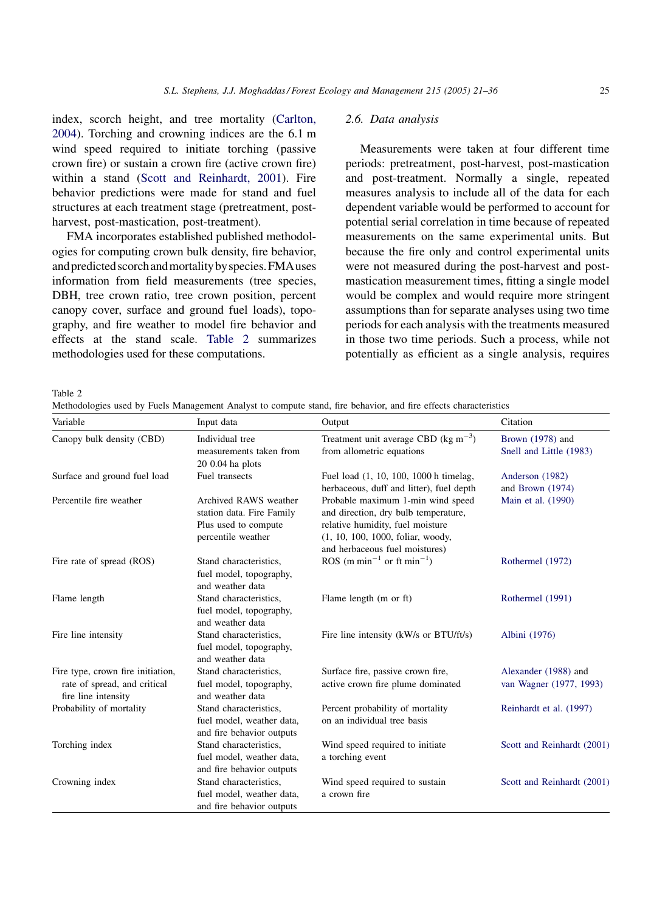index, scorch height, and tree mortality (Carlton, 2004). Torching and crowning indices are the 6.1 m wind speed required to initiate torching (passive crown fire) or sustain a crown fire (active crown fire) within a stand (Scott and Reinhardt, 2001). Fire behavior predictions were made for stand and fuel structures at each treatment stage (pretreatment, post-harvest, post-mastication, post-treatment).

FMA incorporates established published methodologies for computing crown bulk density, fire behavior, and predicted scorch and mortality by species. FMA uses information from field measurements (tree species, DBH, tree crown ratio, tree crown position, percent canopy cover, surface and ground fuel loads), topography, and fire weather to model fire behavior and effects at the stand scale. Table 2 summarizes methodologies used for these computations.

### 2.6. Data analysis

Measurements were taken at four different time periods: pretreatment, post-harvest, post-mastication and post-treatment. Normally a single, repeated measures analysis to include all of the data for each dependent variable would be performed to account for potential serial correlation in time because of repeated measurements on the same experimental units. But because the fire only and control experimental units were not measured during the post-harvest and post-mastication measurement times, fitting a single model would be complex and would require more stringent assumptions than for separate analyses using two time periods for each analysis with the treatments measured in those two time periods. Such a process, while not potentially as efficient as a single analysis, requires

Table 2
Methodologies used by Fuels Management Analyst to compute stand, fire behavior, and fire effects characteristics

| Variable | Input data | Output | Citation |
|---|---|---|---|
| Canopy bulk density (CBD) | Individual tree measurements taken from 20 0.04 ha plots | Treatment unit average CBD (kg $m^{-3}$) from allometric equations | Brown (1978) and Snell and Little (1983) |
| Surface and ground fuel load | Fuel transects | Fuel load (1, 10, 100, 1000 h timelag, herbaceous, duff and litter), fuel depth | Anderson (1982) and Brown (1974) |
| Percentile fire weather | Archived RAWS weather station data. Fire Family Plus used to compute percentile weather | Probable maximum 1-min wind speed and direction, dry bulb temperature, relative humidity, fuel moisture (1, 10, 100, 1000, foliar, woody, and herbaceous fuel moistures) | Main et al. (1990) |
| Fire rate of spread (ROS) | Stand characteristics, fuel model, topography, and weather data | ROS (m $min^{-1}$ or ft $min^{-1}$) | Rothermel (1972) |
| Flame length | Stand characteristics, fuel model, topography, and weather data | Flame length (m or ft) | Rothermel (1991) |
| Fire line intensity | Stand characteristics, fuel model, topography, and weather data | Fire line intensity (kW/s or BTU/ft/s) | Albini (1976) |
| Fire type, crown fire initiation, rate of spread, and critical fire line intensity | Stand characteristics, fuel model, topography, and weather data | Surface fire, passive crown fire, active crown fire plume dominated | Alexander (1988) and van Wagner (1977, 1993) |
| Probability of mortality | Stand characteristics, fuel model, weather data, and fire behavior outputs | Percent probability of mortality on an individual tree basis | Reinhardt et al. (1997) |
| Torching index | Stand characteristics, fuel model, weather data, and fire behavior outputs | Wind speed required to initiate a torching event | Scott and Reinhardt (2001) |
| Crowning index | Stand characteristics, fuel model, weather data, and fire behavior outputs | Wind speed required to sustain a crown fire | Scott and Reinhardt (2001) |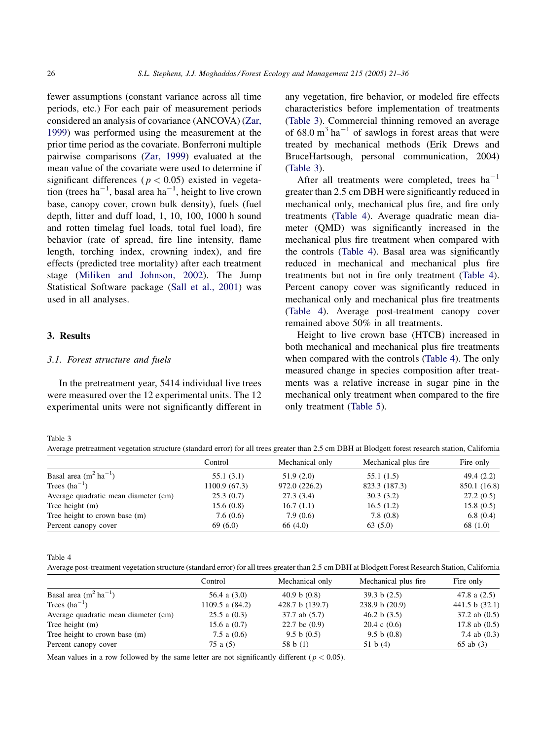fewer assumptions (constant variance across all time periods, etc.) For each pair of measurement periods considered an analysis of covariance (ANCOVA) (Zar, 1999) was performed using the measurement at the prior time period as the covariate. Bonferroni multiple pairwise comparisons (Zar, 1999) evaluated at the mean value of the covariate were used to determine if significant differences ($p < 0.05$) existed in vegetation (trees $ha^{-1}$, basal area $ha^{-1}$, height to live crown base, canopy cover, crown bulk density), fuels (fuel depth, litter and duff load, 1, 10, 100, 1000 h sound and rotten timelag fuel loads, total fuel load), fire behavior (rate of spread, fire line intensity, flame length, torching index, crowning index), and fire effects (predicted tree mortality) after each treatment stage (Miliken and Johnson, 2002). The Jump Statistical Software package (Sall et al., 2001) was used in all analyses.

## 3. Results

### 3.1. Forest structure and fuels

In the pretreatment year, 5414 individual live trees were measured over the 12 experimental units. The 12 experimental units were not significantly different in any vegetation, fire behavior, or modeled fire effects characteristics before implementation of treatments (Table 3). Commercial thinning removed an average of 68.0 $m^3$ $ha^{-1}$ of sawlogs in forest areas that were treated by mechanical methods (Erik Drews and BruceHartsough, personal communication, 2004) (Table 3).

After all treatments were completed, trees $ha^{-1}$ greater than 2.5 cm DBH were significantly reduced in mechanical only, mechanical plus fire, and fire only treatments (Table 4). Average quadratic mean diameter (QMD) was significantly increased in the mechanical plus fire treatment when compared with the controls (Table 4). Basal area was significantly reduced in mechanical and mechanical plus fire treatments but not in fire only treatment (Table 4). Percent canopy cover was significantly reduced in mechanical only and mechanical plus fire treatments (Table 4). Average post-treatment canopy cover remained above 50% in all treatments.

Height to live crown base (HTCB) increased in both mechanical and mechanical plus fire treatments when compared with the controls (Table 4). The only measured change in species composition after treatments was a relative increase in sugar pine in the mechanical only treatment when compared to the fire only treatment (Table 5).

Table 3
Average pretreatment vegetation structure (standard error) for all trees greater than 2.5 cm DBH at Blodgett forest research station, California

| | Control | Mechanical only | Mechanical plus fire | Fire only |
|---|---|---|---|---|
| Basal area ($m^2$ $ha^{-1}$) | 55.1 (3.1) | 51.9 (2.0) | 55.1 (1.5) | 49.4 (2.2) |
| Trees ($ha^{-1}$) | 1100.9 (67.3) | 972.0 (226.2) | 823.3 (187.3) | 850.1 (16.8) |
| Average quadratic mean diameter (cm) | 25.3 (0.7) | 27.3 (3.4) | 30.3 (3.2) | 27.2 (0.5) |
| Tree height (m) | 15.6 (0.8) | 16.7 (1.1) | 16.5 (1.2) | 15.8 (0.5) |
| Tree height to crown base (m) | 7.6 (0.6) | 7.9 (0.6) | 7.8 (0.8) | 6.8 (0.4) |
| Percent canopy cover | 69 (6.0) | 66 (4.0) | 63 (5.0) | 68 (1.0) |

Table 4
Average post-treatment vegetation structure (standard error) for all trees greater than 2.5 cm DBH at Blodgett Forest Research Station, California

| | Control | Mechanical only | Mechanical plus fire | Fire only |
|---|---|---|---|---|
| Basal area ($m^2$ $ha^{-1}$) | 56.4 a (3.0) | 40.9 b (0.8) | 39.3 b (2.5) | 47.8 a (2.5) |
| Trees ($ha^{-1}$) | 1109.5 a (84.2) | 428.7 b (139.7) | 238.9 b (20.9) | 441.5 b (32.1) |
| Average quadratic mean diameter (cm) | 25.5 a (0.3) | 37.7 ab (5.7) | 46.2 b (3.5) | 37.2 ab (0.5) |
| Tree height (m) | 15.6 a (0.7) | 22.7 bc (0.9) | 20.4 c (0.6) | 17.8 ab (0.5) |
| Tree height to crown base (m) | 7.5 a (0.6) | 9.5 b (0.5) | 9.5 b (0.8) | 7.4 ab (0.3) |
| Percent canopy cover | 75 a (5) | 58 b (1) | 51 b (4) | 65 ab (3) |

Mean values in a row followed by the same letter are not significantly different ($p < 0.05$).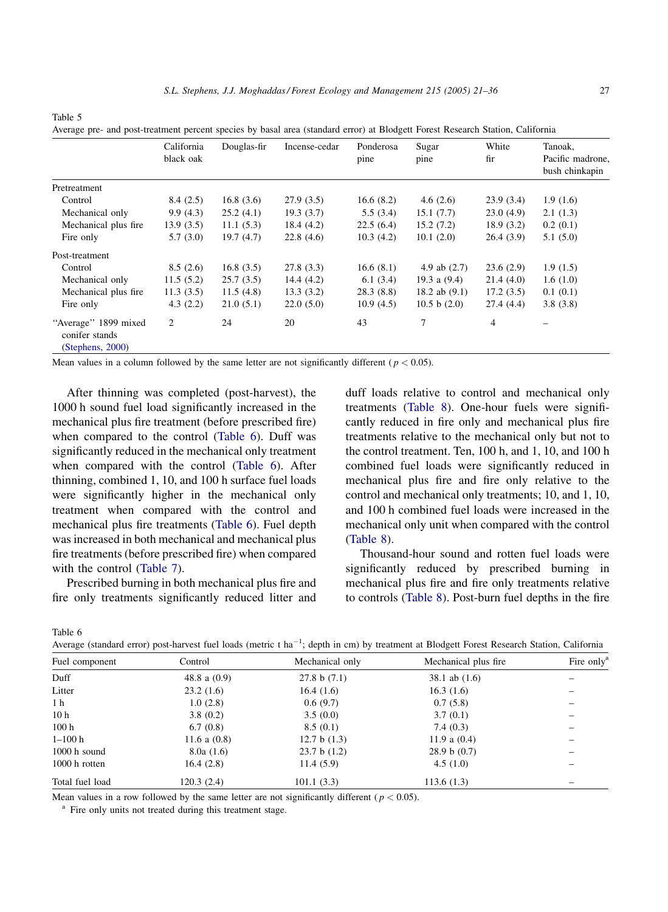Table 5
Average pre- and post-treatment percent species by basal area (standard error) at Blodgett Forest Research Station, California

| | California black oak | Douglas-fir | Incense-cedar | Ponderosa pine | Sugar pine | White fir | Tanoak, Pacific madrone, bush chinkapin |
|---|---|---|---|---|---|---|---|
| Pretreatment | | | | | | | |
| Control | 8.4 (2.5) | 16.8 (3.6) | 27.9 (3.5) | 16.6 (8.2) | 4.6 (2.6) | 23.9 (3.4) | 1.9 (1.6) |
| Mechanical only | 9.9 (4.3) | 25.2 (4.1) | 19.3 (3.7) | 5.5 (3.4) | 15.1 (7.7) | 23.0 (4.9) | 2.1 (1.3) |
| Mechanical plus fire | 13.9 (3.5) | 11.1 (5.3) | 18.4 (4.2) | 22.5 (6.4) | 15.2 (7.2) | 18.9 (3.2) | 0.2 (0.1) |
| Fire only | 5.7 (3.0) | 19.7 (4.7) | 22.8 (4.6) | 10.3 (4.2) | 10.1 (2.0) | 26.4 (3.9) | 5.1 (5.0) |
| Post-treatment | | | | | | | |
| Control | 8.5 (2.6) | 16.8 (3.5) | 27.8 (3.3) | 16.6 (8.1) | 4.9 ab (2.7) | 23.6 (2.9) | 1.9 (1.5) |
| Mechanical only | 11.5 (5.2) | 25.7 (3.5) | 14.4 (4.2) | 6.1 (3.4) | 19.3 a (9.4) | 21.4 (4.0) | 1.6 (1.0) |
| Mechanical plus fire | 11.3 (3.5) | 11.5 (4.8) | 13.3 (3.2) | 28.3 (8.8) | 18.2 ab (9.1) | 17.2 (3.5) | 0.1 (0.1) |
| Fire only | 4.3 (2.2) | 21.0 (5.1) | 22.0 (5.0) | 10.9 (4.5) | 10.5 b (2.0) | 27.4 (4.4) | 3.8 (3.8) |
| "Average" 1899 mixed conifer stands (Stephens, 2000) | 2 | 24 | 20 | 43 | 7 | 4 | – |

Mean values in a column followed by the same letter are not significantly different ($p < 0.05$).

After thinning was completed (post-harvest), the 1000 h sound fuel load significantly increased in the mechanical plus fire treatment (before prescribed fire) when compared to the control (Table 6). Duff was significantly reduced in the mechanical only treatment when compared with the control (Table 6). After thinning, combined 1, 10, and 100 h surface fuel loads were significantly higher in the mechanical only treatment when compared with the control and mechanical plus fire treatments (Table 6). Fuel depth was increased in both mechanical and mechanical plus fire treatments (before prescribed fire) when compared with the control (Table 7).

Prescribed burning in both mechanical plus fire and fire only treatments significantly reduced litter and duff loads relative to control and mechanical only treatments (Table 8). One-hour fuels were significantly reduced in fire only and mechanical plus fire treatments relative to the mechanical only but not to the control treatment. Ten, 100 h, and 1, 10, and 100 h combined fuel loads were significantly reduced in mechanical plus fire and fire only relative to the control and mechanical only treatments; 10, and 1, 10, and 100 h combined fuel loads were increased in the mechanical only unit when compared with the control (Table 8).

Thousand-hour sound and rotten fuel loads were significantly reduced by prescribed burning in mechanical plus fire and fire only treatments relative to controls (Table 8). Post-burn fuel depths in the fire

Table 6
Average (standard error) post-harvest fuel loads (metric t $ha^{-1}$; depth in cm) by treatment at Blodgett Forest Research Station, California

| Fuel component | Control | Mechanical only | Mechanical plus fire | Fire only[a] |
|---|---|---|---|---|
| Duff | 48.8 a (0.9) | 27.8 b (7.1) | 38.1 ab (1.6) | – |
| Litter | 23.2 (1.6) | 16.4 (1.6) | 16.3 (1.6) | – |
| 1 h | 1.0 (2.8) | 0.6 (9.7) | 0.7 (5.8) | – |
| 10 h | 3.8 (0.2) | 3.5 (0.0) | 3.7 (0.1) | – |
| 100 h | 6.7 (0.8) | 8.5 (0.1) | 7.4 (0.3) | – |
| 1–100 h | 11.6 a (0.8) | 12.7 b (1.3) | 11.9 a (0.4) | – |
| 1000 h sound | 8.0a (1.6) | 23.7 b (1.2) | 28.9 b (0.7) | – |
| 1000 h rotten | 16.4 (2.8) | 11.4 (5.9) | 4.5 (1.0) | – |
| Total fuel load | 120.3 (2.4) | 101.1 (3.3) | 113.6 (1.3) | – |

Mean values in a row followed by the same letter are not significantly different ($p < 0.05$).

[a] Fire only units not treated during this treatment stage.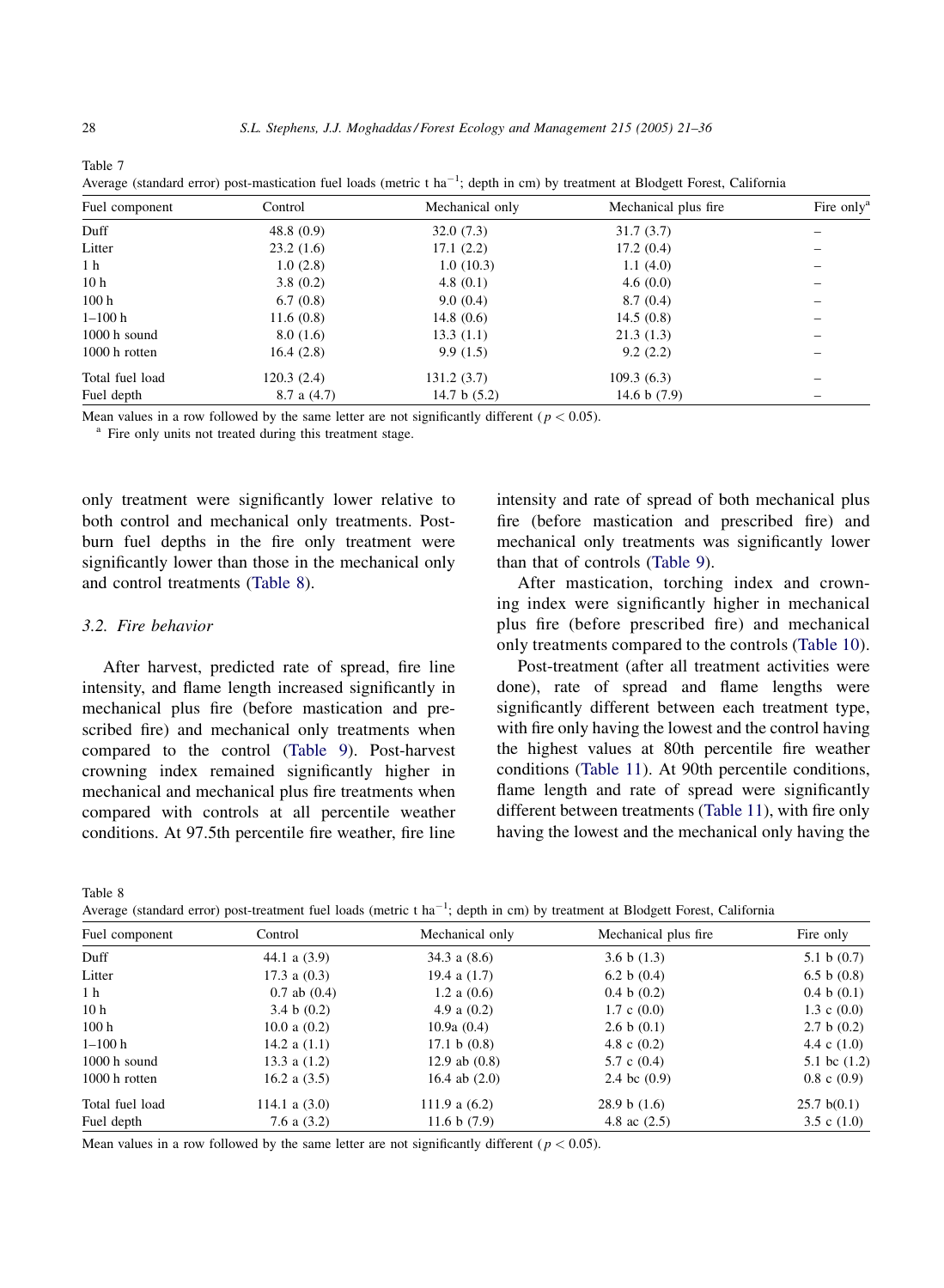Table 7

Average (standard error) post-mastication fuel loads (metric t ha$^{-1}$; depth in cm) by treatment at Blodgett Forest, California

| Fuel component | Control | Mechanical only | Mechanical plus fire | Fire only[a] |
|---|---|---|---|---|
| Duff | 48.8 (0.9) | 32.0 (7.3) | 31.7 (3.7) | – |
| Litter | 23.2 (1.6) | 17.1 (2.2) | 17.2 (0.4) | – |
| 1 h | 1.0 (2.8) | 1.0 (10.3) | 1.1 (4.0) | – |
| 10 h | 3.8 (0.2) | 4.8 (0.1) | 4.6 (0.0) | – |
| 100 h | 6.7 (0.8) | 9.0 (0.4) | 8.7 (0.4) | – |
| 1–100 h | 11.6 (0.8) | 14.8 (0.6) | 14.5 (0.8) | – |
| 1000 h sound | 8.0 (1.6) | 13.3 (1.1) | 21.3 (1.3) | – |
| 1000 h rotten | 16.4 (2.8) | 9.9 (1.5) | 9.2 (2.2) | – |
| Total fuel load | 120.3 (2.4) | 131.2 (3.7) | 109.3 (6.3) | – |
| Fuel depth | 8.7 a (4.7) | 14.7 b (5.2) | 14.6 b (7.9) | – |

Mean values in a row followed by the same letter are not significantly different ($p < 0.05$).

[a] Fire only units not treated during this treatment stage.

only treatment were significantly lower relative to both control and mechanical only treatments. Post-burn fuel depths in the fire only treatment were significantly lower than those in the mechanical only and control treatments (Table 8).

### 3.2. Fire behavior

After harvest, predicted rate of spread, fire line intensity, and flame length increased significantly in mechanical plus fire (before mastication and prescribed fire) and mechanical only treatments when compared to the control (Table 9). Post-harvest crowning index remained significantly higher in mechanical and mechanical plus fire treatments when compared with controls at all percentile weather conditions. At 97.5th percentile fire weather, fire line intensity and rate of spread of both mechanical plus fire (before mastication and prescribed fire) and mechanical only treatments was significantly lower than that of controls (Table 9).

After mastication, torching index and crowning index were significantly higher in mechanical plus fire (before prescribed fire) and mechanical only treatments compared to the controls (Table 10).

Post-treatment (after all treatment activities were done), rate of spread and flame lengths were significantly different between each treatment type, with fire only having the lowest and the control having the highest values at 80th percentile fire weather conditions (Table 11). At 90th percentile conditions, flame length and rate of spread were significantly different between treatments (Table 11), with fire only having the lowest and the mechanical only having the

Table 8

Average (standard error) post-treatment fuel loads (metric t ha$^{-1}$; depth in cm) by treatment at Blodgett Forest, California

| Fuel component | Control | Mechanical only | Mechanical plus fire | Fire only |
|---|---|---|---|---|
| Duff | 44.1 a (3.9) | 34.3 a (8.6) | 3.6 b (1.3) | 5.1 b (0.7) |
| Litter | 17.3 a (0.3) | 19.4 a (1.7) | 6.2 b (0.4) | 6.5 b (0.8) |
| 1 h | 0.7 ab (0.4) | 1.2 a (0.6) | 0.4 b (0.2) | 0.4 b (0.1) |
| 10 h | 3.4 b (0.2) | 4.9 a (0.2) | 1.7 c (0.0) | 1.3 c (0.0) |
| 100 h | 10.0 a (0.2) | 10.9a (0.4) | 2.6 b (0.1) | 2.7 b (0.2) |
| 1–100 h | 14.2 a (1.1) | 17.1 b (0.8) | 4.8 c (0.2) | 4.4 c (1.0) |
| 1000 h sound | 13.3 a (1.2) | 12.9 ab (0.8) | 5.7 c (0.4) | 5.1 bc (1.2) |
| 1000 h rotten | 16.2 a (3.5) | 16.4 ab (2.0) | 2.4 bc (0.9) | 0.8 c (0.9) |
| Total fuel load | 114.1 a (3.0) | 111.9 a (6.2) | 28.9 b (1.6) | 25.7 b(0.1) |
| Fuel depth | 7.6 a (3.2) | 11.6 b (7.9) | 4.8 ac (2.5) | 3.5 c (1.0) |

Mean values in a row followed by the same letter are not significantly different ($p < 0.05$).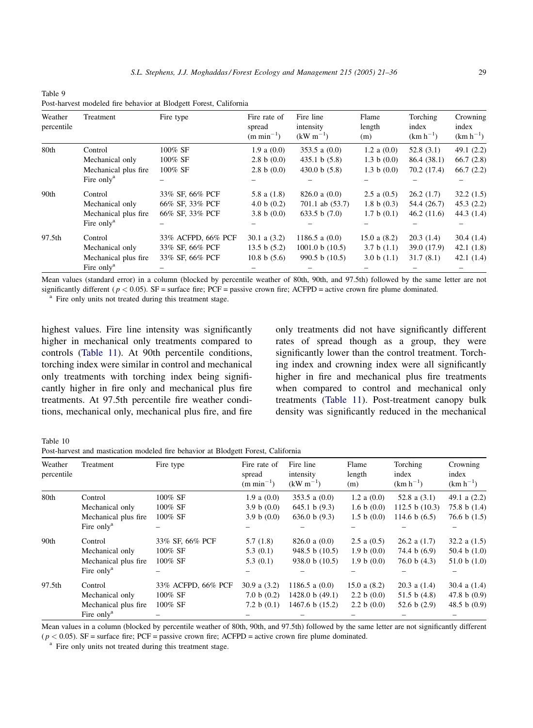Table 9
Post-harvest modeled fire behavior at Blodgett Forest, California

| Weather percentile | Treatment | Fire type | Fire rate of spread ($m\ min^{-1}$) | Fire line intensity ($kW\ m^{-1}$) | Flame length (m) | Torching index ($km\ h^{-1}$) | Crowning index ($km\ h^{-1}$) |
|---|---|---|---|---|---|---|---|
| 80th | Control | 100% SF | 1.9 a (0.0) | 353.5 a (0.0) | 1.2 a (0.0) | 52.8 (3.1) | 49.1 (2.2) |
| | Mechanical only | 100% SF | 2.8 b (0.0) | 435.1 b (5.8) | 1.3 b (0.0) | 86.4 (38.1) | 66.7 (2.8) |
| | Mechanical plus fire | 100% SF | 2.8 b (0.0) | 430.0 b (5.8) | 1.3 b (0.0) | 70.2 (17.4) | 66.7 (2.2) |
| | Fire only[a] | – | – | – | – | – | – |
| 90th | Control | 33% SF, 66% PCF | 5.8 a (1.8) | 826.0 a (0.0) | 2.5 a (0.5) | 26.2 (1.7) | 32.2 (1.5) |
| | Mechanical only | 66% SF, 33% PCF | 4.0 b (0.2) | 701.1 ab (53.7) | 1.8 b (0.3) | 54.4 (26.7) | 45.3 (2.2) |
| | Mechanical plus fire | 66% SF, 33% PCF | 3.8 b (0.0) | 633.5 b (7.0) | 1.7 b (0.1) | 46.2 (11.6) | 44.3 (1.4) |
| | Fire only[a] | – | – | – | – | – | – |
| 97.5th | Control | 33% ACFPD, 66% PCF | 30.1 a (3.2) | 1186.5 a (0.0) | 15.0 a (8.2) | 20.3 (1.4) | 30.4 (1.4) |
| | Mechanical only | 33% SF, 66% PCF | 13.5 b (5.2) | 1001.0 b (10.5) | 3.7 b (1.1) | 39.0 (17.9) | 42.1 (1.8) |
| | Mechanical plus fire | 33% SF, 66% PCF | 10.8 b (5.6) | 990.5 b (10.5) | 3.0 b (1.1) | 31.7 (8.1) | 42.1 (1.4) |
| | Fire only[a] | – | – | – | – | – | – |

Mean values (standard error) in a column (blocked by percentile weather of 80th, 90th, and 97.5th) followed by the same letter are not significantly different ($p < 0.05$). SF = surface fire; PCF = passive crown fire; ACFPD = active crown fire plume dominated.
[a] Fire only units not treated during this treatment stage.

highest values. Fire line intensity was significantly higher in mechanical only treatments compared to controls (Table 11). At 90th percentile conditions, torching index were similar in control and mechanical only treatments with torching index being significantly higher in fire only and mechanical plus fire treatments. At 97.5th percentile fire weather conditions, mechanical only, mechanical plus fire, and fire only treatments did not have significantly different rates of spread though as a group, they were significantly lower than the control treatment. Torching index and crowning index were all significantly higher in fire and mechanical plus fire treatments when compared to control and mechanical only treatments (Table 11). Post-treatment canopy bulk density was significantly reduced in the mechanical

Table 10
Post-harvest and mastication modeled fire behavior at Blodgett Forest, California

| Weather percentile | Treatment | Fire type | Fire rate of spread ($m\ min^{-1}$) | Fire line intensity ($kW\ m^{-1}$) | Flame length (m) | Torching index ($km\ h^{-1}$) | Crowning index ($km\ h^{-1}$) |
|---|---|---|---|---|---|---|---|
| 80th | Control | 100% SF | 1.9 a (0.0) | 353.5 a (0.0) | 1.2 a (0.0) | 52.8 a (3.1) | 49.1 a (2.2) |
| | Mechanical only | 100% SF | 3.9 b (0.0) | 645.1 b (9.3) | 1.6 b (0.0) | 112.5 b (10.3) | 75.8 b (1.4) |
| | Mechanical plus fire | 100% SF | 3.9 b (0.0) | 636.0 b (9.3) | 1.5 b (0.0) | 114.6 b (6.5) | 76.6 b (1.5) |
| | Fire only[a] | – | – | – | – | – | – |
| 90th | Control | 33% SF, 66% PCF | 5.7 (1.8) | 826.0 a (0.0) | 2.5 a (0.5) | 26.2 a (1.7) | 32.2 a (1.5) |
| | Mechanical only | 100% SF | 5.3 (0.1) | 948.5 b (10.5) | 1.9 b (0.0) | 74.4 b (6.9) | 50.4 b (1.0) |
| | Mechanical plus fire | 100% SF | 5.3 (0.1) | 938.0 b (10.5) | 1.9 b (0.0) | 76.0 b (4.3) | 51.0 b (1.0) |
| | Fire only[a] | – | – | – | – | – | – |
| 97.5th | Control | 33% ACFPD, 66% PCF | 30.9 a (3.2) | 1186.5 a (0.0) | 15.0 a (8.2) | 20.3 a (1.4) | 30.4 a (1.4) |
| | Mechanical only | 100% SF | 7.0 b (0.2) | 1428.0 b (49.1) | 2.2 b (0.0) | 51.5 b (4.8) | 47.8 b (0.9) |
| | Mechanical plus fire | 100% SF | 7.2 b (0.1) | 1467.6 b (15.2) | 2.2 b (0.0) | 52.6 b (2.9) | 48.5 b (0.9) |
| | Fire only[a] | – | – | – | – | – | – |

Mean values in a column (blocked by percentile weather of 80th, 90th, and 97.5th) followed by the same letter are not significantly different ($p < 0.05$). SF = surface fire; PCF = passive crown fire; ACFPD = active crown fire plume dominated.
[a] Fire only units not treated during this treatment stage.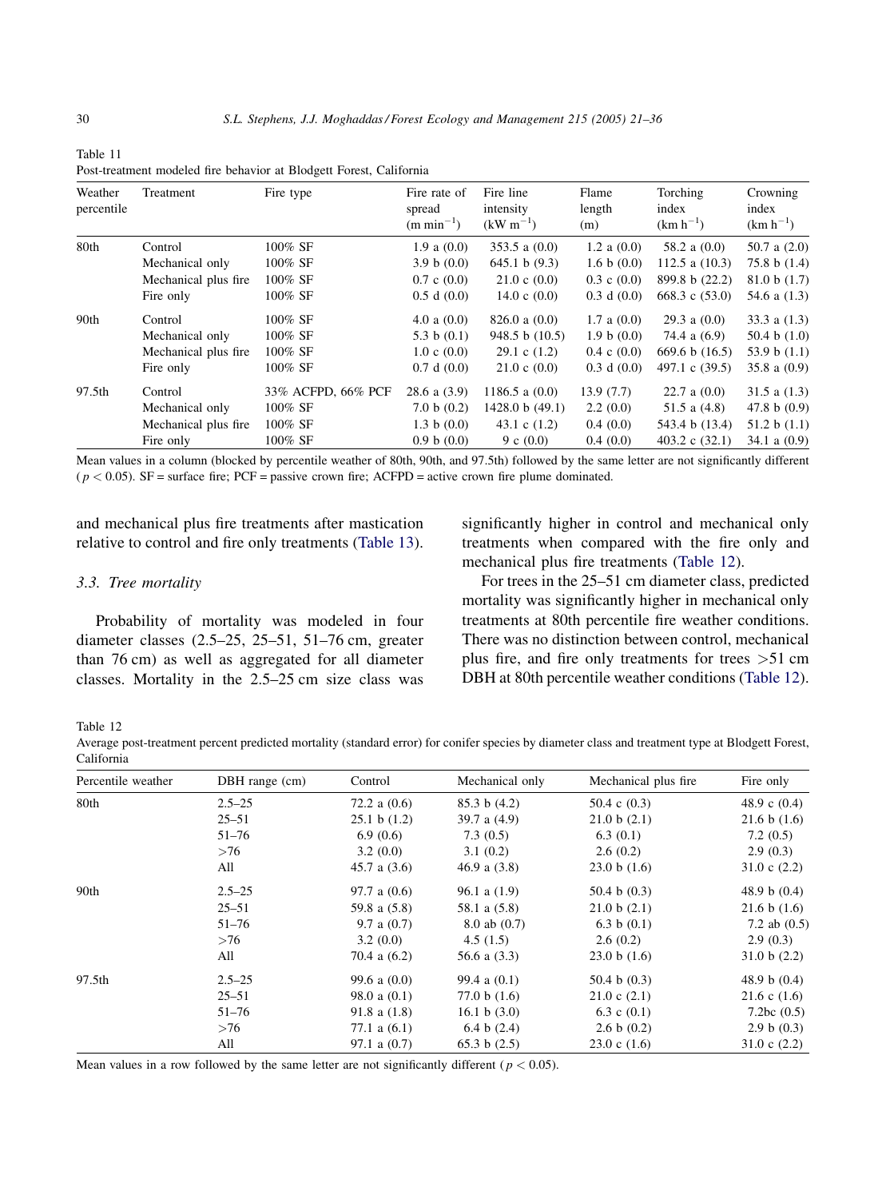Table 11
Post-treatment modeled fire behavior at Blodgett Forest, California

| Weather percentile | Treatment | Fire type | Fire rate of spread ($m\ min^{-1}$) | Fire line intensity ($kW\ m^{-1}$) | Flame length (m) | Torching index ($km\ h^{-1}$) | Crowning index ($km\ h^{-1}$) |
|---|---|---|---|---|---|---|---|
| 80th | Control | 100% SF | 1.9 a (0.0) | 353.5 a (0.0) | 1.2 a (0.0) | 58.2 a (0.0) | 50.7 a (2.0) |
| | Mechanical only | 100% SF | 3.9 b (0.0) | 645.1 b (9.3) | 1.6 b (0.0) | 112.5 a (10.3) | 75.8 b (1.4) |
| | Mechanical plus fire | 100% SF | 0.7 c (0.0) | 21.0 c (0.0) | 0.3 c (0.0) | 899.8 b (22.2) | 81.0 b (1.7) |
| | Fire only | 100% SF | 0.5 d (0.0) | 14.0 c (0.0) | 0.3 d (0.0) | 668.3 c (53.0) | 54.6 a (1.3) |
| 90th | Control | 100% SF | 4.0 a (0.0) | 826.0 a (0.0) | 1.7 a (0.0) | 29.3 a (0.0) | 33.3 a (1.3) |
| | Mechanical only | 100% SF | 5.3 b (0.1) | 948.5 b (10.5) | 1.9 b (0.0) | 74.4 a (6.9) | 50.4 b (1.0) |
| | Mechanical plus fire | 100% SF | 1.0 c (0.0) | 29.1 c (1.2) | 0.4 c (0.0) | 669.6 b (16.5) | 53.9 b (1.1) |
| | Fire only | 100% SF | 0.7 d (0.0) | 21.0 c (0.0) | 0.3 d (0.0) | 497.1 c (39.5) | 35.8 a (0.9) |
| 97.5th | Control | 33% ACFPD, 66% PCF | 28.6 a (3.9) | 1186.5 a (0.0) | 13.9 (7.7) | 22.7 a (0.0) | 31.5 a (1.3) |
| | Mechanical only | 100% SF | 7.0 b (0.2) | 1428.0 b (49.1) | 2.2 (0.0) | 51.5 a (4.8) | 47.8 b (0.9) |
| | Mechanical plus fire | 100% SF | 1.3 b (0.0) | 43.1 c (1.2) | 0.4 (0.0) | 543.4 b (13.4) | 51.2 b (1.1) |
| | Fire only | 100% SF | 0.9 b (0.0) | 9 c (0.0) | 0.4 (0.0) | 403.2 c (32.1) | 34.1 a (0.9) |

Mean values in a column (blocked by percentile weather of 80th, 90th, and 97.5th) followed by the same letter are not significantly different ($p < 0.05$). SF = surface fire; PCF = passive crown fire; ACFPD = active crown fire plume dominated.

and mechanical plus fire treatments after mastication relative to control and fire only treatments (Table 13).

### 3.3. Tree mortality

Probability of mortality was modeled in four diameter classes (2.5–25, 25–51, 51–76 cm, greater than 76 cm) as well as aggregated for all diameter classes. Mortality in the 2.5–25 cm size class was significantly higher in control and mechanical only treatments when compared with the fire only and mechanical plus fire treatments (Table 12).

For trees in the 25–51 cm diameter class, predicted mortality was significantly higher in mechanical only treatments at 80th percentile fire weather conditions. There was no distinction between control, mechanical plus fire, and fire only treatments for trees >51 cm DBH at 80th percentile weather conditions (Table 12).

Table 12
Average post-treatment percent predicted mortality (standard error) for conifer species by diameter class and treatment type at Blodgett Forest, California

| Percentile weather | DBH range (cm) | Control | Mechanical only | Mechanical plus fire | Fire only |
|---|---|---|---|---|---|
| 80th | 2.5–25 | 72.2 a (0.6) | 85.3 b (4.2) | 50.4 c (0.3) | 48.9 c (0.4) |
| | 25–51 | 25.1 b (1.2) | 39.7 a (4.9) | 21.0 b (2.1) | 21.6 b (1.6) |
| | 51–76 | 6.9 (0.6) | 7.3 (0.5) | 6.3 (0.1) | 7.2 (0.5) |
| | >76 | 3.2 (0.0) | 3.1 (0.2) | 2.6 (0.2) | 2.9 (0.3) |
| | All | 45.7 a (3.6) | 46.9 a (3.8) | 23.0 b (1.6) | 31.0 c (2.2) |
| 90th | 2.5–25 | 97.7 a (0.6) | 96.1 a (1.9) | 50.4 b (0.3) | 48.9 b (0.4) |
| | 25–51 | 59.8 a (5.8) | 58.1 a (5.8) | 21.0 b (2.1) | 21.6 b (1.6) |
| | 51–76 | 9.7 a (0.7) | 8.0 ab (0.7) | 6.3 b (0.1) | 7.2 ab (0.5) |
| | >76 | 3.2 (0.0) | 4.5 (1.5) | 2.6 (0.2) | 2.9 (0.3) |
| | All | 70.4 a (6.2) | 56.6 a (3.3) | 23.0 b (1.6) | 31.0 b (2.2) |
| 97.5th | 2.5–25 | 99.6 a (0.0) | 99.4 a (0.1) | 50.4 b (0.3) | 48.9 b (0.4) |
| | 25–51 | 98.0 a (0.1) | 77.0 b (1.6) | 21.0 c (2.1) | 21.6 c (1.6) |
| | 51–76 | 91.8 a (1.8) | 16.1 b (3.0) | 6.3 c (0.1) | 7.2bc (0.5) |
| | >76 | 77.1 a (6.1) | 6.4 b (2.4) | 2.6 b (0.2) | 2.9 b (0.3) |
| | All | 97.1 a (0.7) | 65.3 b (2.5) | 23.0 c (1.6) | 31.0 c (2.2) |

Mean values in a row followed by the same letter are not significantly different ($p < 0.05$).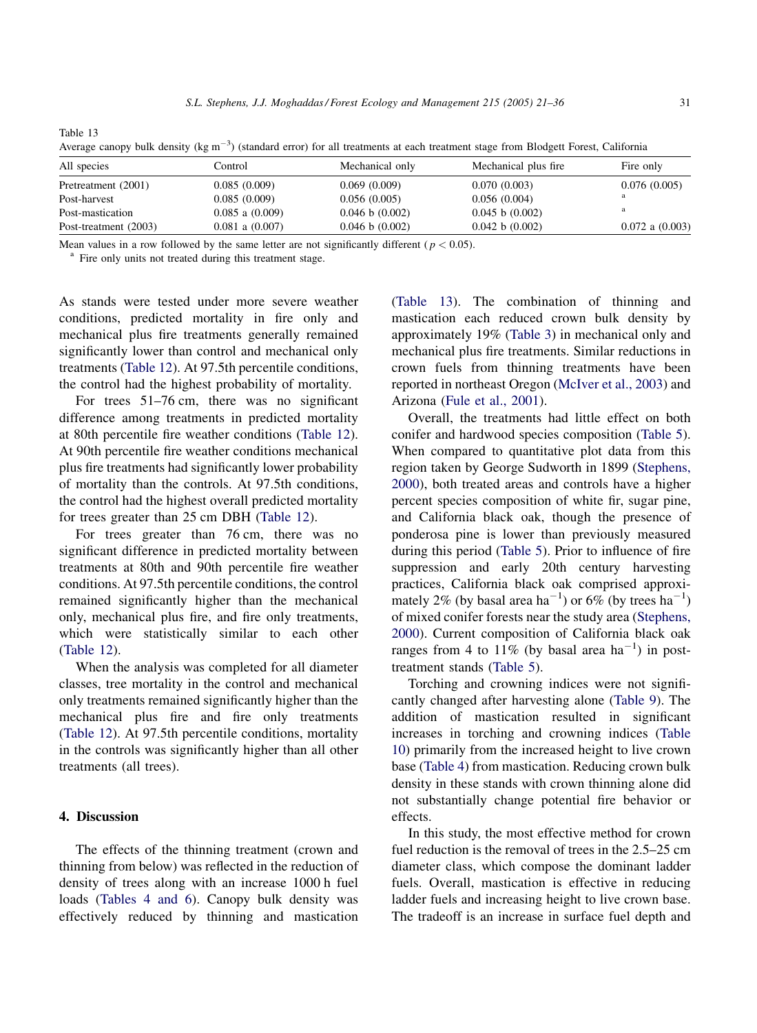Table 13
Average canopy bulk density (kg $m^{-3}$) (standard error) for all treatments at each treatment stage from Blodgett Forest, California

| All species | Control | Mechanical only | Mechanical plus fire | Fire only |
|---|---|---|---|---|
| Pretreatment (2001) | 0.085 (0.009) | 0.069 (0.009) | 0.070 (0.003) | 0.076 (0.005) |
| Post-harvest | 0.085 (0.009) | 0.056 (0.005) | 0.056 (0.004) | [a] |
| Post-mastication | 0.085 a (0.009) | 0.046 b (0.002) | 0.045 b (0.002) | [a] |
| Post-treatment (2003) | 0.081 a (0.007) | 0.046 b (0.002) | 0.042 b (0.002) | 0.072 a (0.003) |

Mean values in a row followed by the same letter are not significantly different ($p < 0.05$).
[a] Fire only units not treated during this treatment stage.

As stands were tested under more severe weather conditions, predicted mortality in fire only and mechanical plus fire treatments generally remained significantly lower than control and mechanical only treatments (Table 12). At 97.5th percentile conditions, the control had the highest probability of mortality.

For trees 51–76 cm, there was no significant difference among treatments in predicted mortality at 80th percentile fire weather conditions (Table 12). At 90th percentile fire weather conditions mechanical plus fire treatments had significantly lower probability of mortality than the controls. At 97.5th conditions, the control had the highest overall predicted mortality for trees greater than 25 cm DBH (Table 12).

For trees greater than 76 cm, there was no significant difference in predicted mortality between treatments at 80th and 90th percentile fire weather conditions. At 97.5th percentile conditions, the control remained significantly higher than the mechanical only, mechanical plus fire, and fire only treatments, which were statistically similar to each other (Table 12).

When the analysis was completed for all diameter classes, tree mortality in the control and mechanical only treatments remained significantly higher than the mechanical plus fire and fire only treatments (Table 12). At 97.5th percentile conditions, mortality in the controls was significantly higher than all other treatments (all trees).

## 4. Discussion

The effects of the thinning treatment (crown and thinning from below) was reflected in the reduction of density of trees along with an increase 1000 h fuel loads (Tables 4 and 6). Canopy bulk density was effectively reduced by thinning and mastication (Table 13). The combination of thinning and mastication each reduced crown bulk density by approximately 19% (Table 3) in mechanical only and mechanical plus fire treatments. Similar reductions in crown fuels from thinning treatments have been reported in northeast Oregon (McIver et al., 2003) and Arizona (Fule et al., 2001).

Overall, the treatments had little effect on both conifer and hardwood species composition (Table 5). When compared to quantitative plot data from this region taken by George Sudworth in 1899 (Stephens, 2000), both treated areas and controls have a higher percent species composition of white fir, sugar pine, and California black oak, though the presence of ponderosa pine is lower than previously measured during this period (Table 5). Prior to influence of fire suppression and early 20th century harvesting practices, California black oak comprised approximately 2% (by basal area $ha^{-1}$) or 6% (by trees $ha^{-1}$) of mixed conifer forests near the study area (Stephens, 2000). Current composition of California black oak ranges from 4 to 11% (by basal area $ha^{-1}$) in post-treatment stands (Table 5).

Torching and crowning indices were not significantly changed after harvesting alone (Table 9). The addition of mastication resulted in significant increases in torching and crowning indices (Table 10) primarily from the increased height to live crown base (Table 4) from mastication. Reducing crown bulk density in these stands with crown thinning alone did not substantially change potential fire behavior or effects.

In this study, the most effective method for crown fuel reduction is the removal of trees in the 2.5–25 cm diameter class, which compose the dominant ladder fuels. Overall, mastication is effective in reducing ladder fuels and increasing height to live crown base. The tradeoff is an increase in surface fuel depth and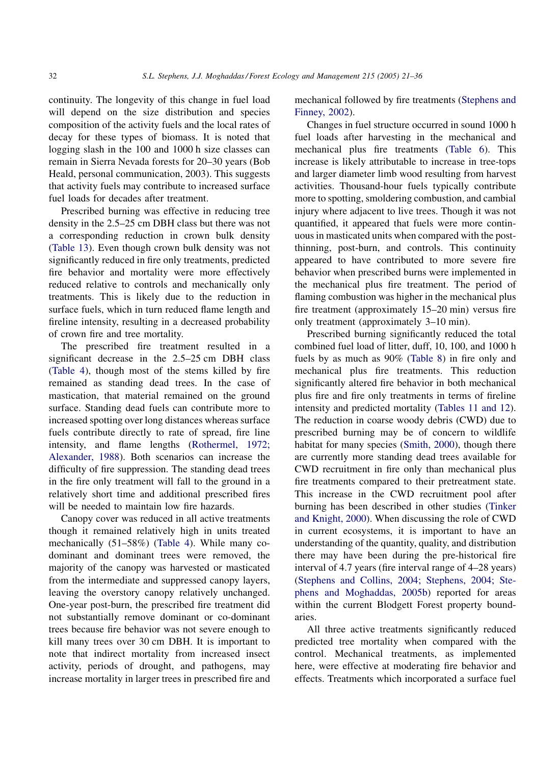continuity. The longevity of this change in fuel load will depend on the size distribution and species composition of the activity fuels and the local rates of decay for these types of biomass. It is noted that logging slash in the 100 and 1000 h size classes can remain in Sierra Nevada forests for 20–30 years (Bob Heald, personal communication, 2003). This suggests that activity fuels may contribute to increased surface fuel loads for decades after treatment.

Prescribed burning was effective in reducing tree density in the 2.5–25 cm DBH class but there was not a corresponding reduction in crown bulk density (Table 13). Even though crown bulk density was not significantly reduced in fire only treatments, predicted fire behavior and mortality were more effectively reduced relative to controls and mechanically only treatments. This is likely due to the reduction in surface fuels, which in turn reduced flame length and fireline intensity, resulting in a decreased probability of crown fire and tree mortality.

The prescribed fire treatment resulted in a significant decrease in the 2.5–25 cm DBH class (Table 4), though most of the stems killed by fire remained as standing dead trees. In the case of mastication, that material remained on the ground surface. Standing dead fuels can contribute more to increased spotting over long distances whereas surface fuels contribute directly to rate of spread, fire line intensity, and flame lengths (Rothermel, 1972; Alexander, 1988). Both scenarios can increase the difficulty of fire suppression. The standing dead trees in the fire only treatment will fall to the ground in a relatively short time and additional prescribed fires will be needed to maintain low fire hazards.

Canopy cover was reduced in all active treatments though it remained relatively high in units treated mechanically (51–58%) (Table 4). While many co-dominant and dominant trees were removed, the majority of the canopy was harvested or masticated from the intermediate and suppressed canopy layers, leaving the overstory canopy relatively unchanged. One-year post-burn, the prescribed fire treatment did not substantially remove dominant or co-dominant trees because fire behavior was not severe enough to kill many trees over 30 cm DBH. It is important to note that indirect mortality from increased insect activity, periods of drought, and pathogens, may increase mortality in larger trees in prescribed fire and mechanical followed by fire treatments (Stephens and Finney, 2002).

Changes in fuel structure occurred in sound 1000 h fuel loads after harvesting in the mechanical and mechanical plus fire treatments (Table 6). This increase is likely attributable to increase in tree-tops and larger diameter limb wood resulting from harvest activities. Thousand-hour fuels typically contribute more to spotting, smoldering combustion, and cambial injury where adjacent to live trees. Though it was not quantified, it appeared that fuels were more continuous in masticated units when compared with the post-thinning, post-burn, and controls. This continuity appeared to have contributed to more severe fire behavior when prescribed burns were implemented in the mechanical plus fire treatment. The period of flaming combustion was higher in the mechanical plus fire treatment (approximately 15–20 min) versus fire only treatment (approximately 3–10 min).

Prescribed burning significantly reduced the total combined fuel load of litter, duff, 10, 100, and 1000 h fuels by as much as 90% (Table 8) in fire only and mechanical plus fire treatments. This reduction significantly altered fire behavior in both mechanical plus fire and fire only treatments in terms of fireline intensity and predicted mortality (Tables 11 and 12). The reduction in coarse woody debris (CWD) due to prescribed burning may be of concern to wildlife habitat for many species (Smith, 2000), though there are currently more standing dead trees available for CWD recruitment in fire only than mechanical plus fire treatments compared to their pretreatment state. This increase in the CWD recruitment pool after burning has been described in other studies (Tinker and Knight, 2000). When discussing the role of CWD in current ecosystems, it is important to have an understanding of the quantity, quality, and distribution there may have been during the pre-historical fire interval of 4.7 years (fire interval range of 4–28 years) (Stephens and Collins, 2004; Stephens, 2004; Stephens and Moghaddas, 2005b) reported for areas within the current Blodgett Forest property boundaries.

All three active treatments significantly reduced predicted tree mortality when compared with the control. Mechanical treatments, as implemented here, were effective at moderating fire behavior and effects. Treatments which incorporated a surface fuel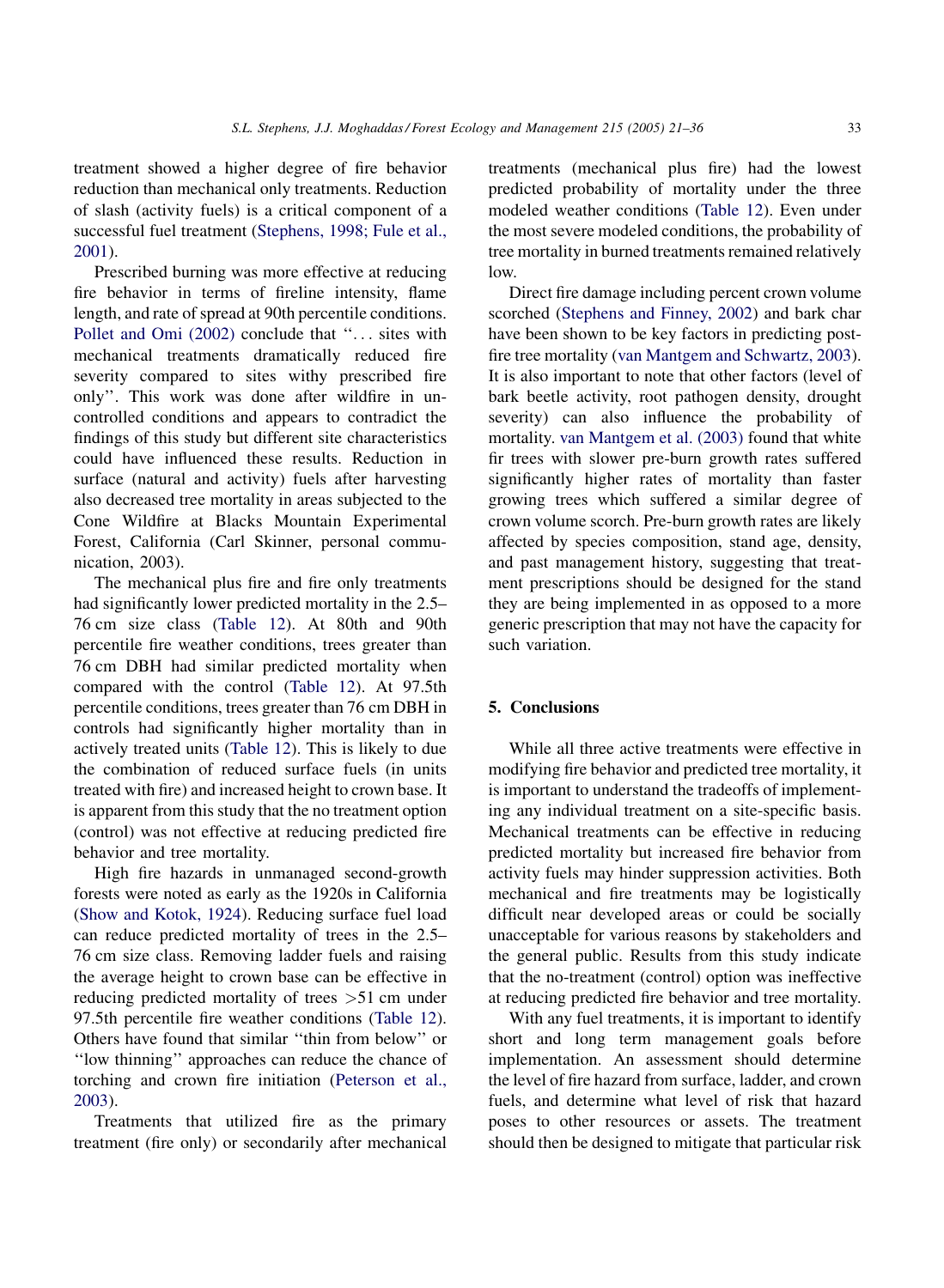treatment showed a higher degree of fire behavior reduction than mechanical only treatments. Reduction of slash (activity fuels) is a critical component of a successful fuel treatment (Stephens, 1998; Fule et al., 2001).

Prescribed burning was more effective at reducing fire behavior in terms of fireline intensity, flame length, and rate of spread at 90th percentile conditions. Pollet and Omi (2002) conclude that ''... sites with mechanical treatments dramatically reduced fire severity compared to sites withy prescribed fire only''. This work was done after wildfire in uncontrolled conditions and appears to contradict the findings of this study but different site characteristics could have influenced these results. Reduction in surface (natural and activity) fuels after harvesting also decreased tree mortality in areas subjected to the Cone Wildfire at Blacks Mountain Experimental Forest, California (Carl Skinner, personal communication, 2003).

The mechanical plus fire and fire only treatments had significantly lower predicted mortality in the 2.5–76 cm size class (Table 12). At 80th and 90th percentile fire weather conditions, trees greater than 76 cm DBH had similar predicted mortality when compared with the control (Table 12). At 97.5th percentile conditions, trees greater than 76 cm DBH in controls had significantly higher mortality than in actively treated units (Table 12). This is likely to due the combination of reduced surface fuels (in units treated with fire) and increased height to crown base. It is apparent from this study that the no treatment option (control) was not effective at reducing predicted fire behavior and tree mortality.

High fire hazards in unmanaged second-growth forests were noted as early as the 1920s in California (Show and Kotok, 1924). Reducing surface fuel load can reduce predicted mortality of trees in the 2.5–76 cm size class. Removing ladder fuels and raising the average height to crown base can be effective in reducing predicted mortality of trees >51 cm under 97.5th percentile fire weather conditions (Table 12). Others have found that similar ''thin from below'' or ''low thinning'' approaches can reduce the chance of torching and crown fire initiation (Peterson et al., 2003).

Treatments that utilized fire as the primary treatment (fire only) or secondarily after mechanical treatments (mechanical plus fire) had the lowest predicted probability of mortality under the three modeled weather conditions (Table 12). Even under the most severe modeled conditions, the probability of tree mortality in burned treatments remained relatively low.

Direct fire damage including percent crown volume scorched (Stephens and Finney, 2002) and bark char have been shown to be key factors in predicting post-fire tree mortality (van Mantgem and Schwartz, 2003). It is also important to note that other factors (level of bark beetle activity, root pathogen density, drought severity) can also influence the probability of mortality. van Mantgem et al. (2003) found that white fir trees with slower pre-burn growth rates suffered significantly higher rates of mortality than faster growing trees which suffered a similar degree of crown volume scorch. Pre-burn growth rates are likely affected by species composition, stand age, density, and past management history, suggesting that treatment prescriptions should be designed for the stand they are being implemented in as opposed to a more generic prescription that may not have the capacity for such variation.

## 5. Conclusions

While all three active treatments were effective in modifying fire behavior and predicted tree mortality, it is important to understand the tradeoffs of implementing any individual treatment on a site-specific basis. Mechanical treatments can be effective in reducing predicted mortality but increased fire behavior from activity fuels may hinder suppression activities. Both mechanical and fire treatments may be logistically difficult near developed areas or could be socially unacceptable for various reasons by stakeholders and the general public. Results from this study indicate that the no-treatment (control) option was ineffective at reducing predicted fire behavior and tree mortality.

With any fuel treatments, it is important to identify short and long term management goals before implementation. An assessment should determine the level of fire hazard from surface, ladder, and crown fuels, and determine what level of risk that hazard poses to other resources or assets. The treatment should then be designed to mitigate that particular risk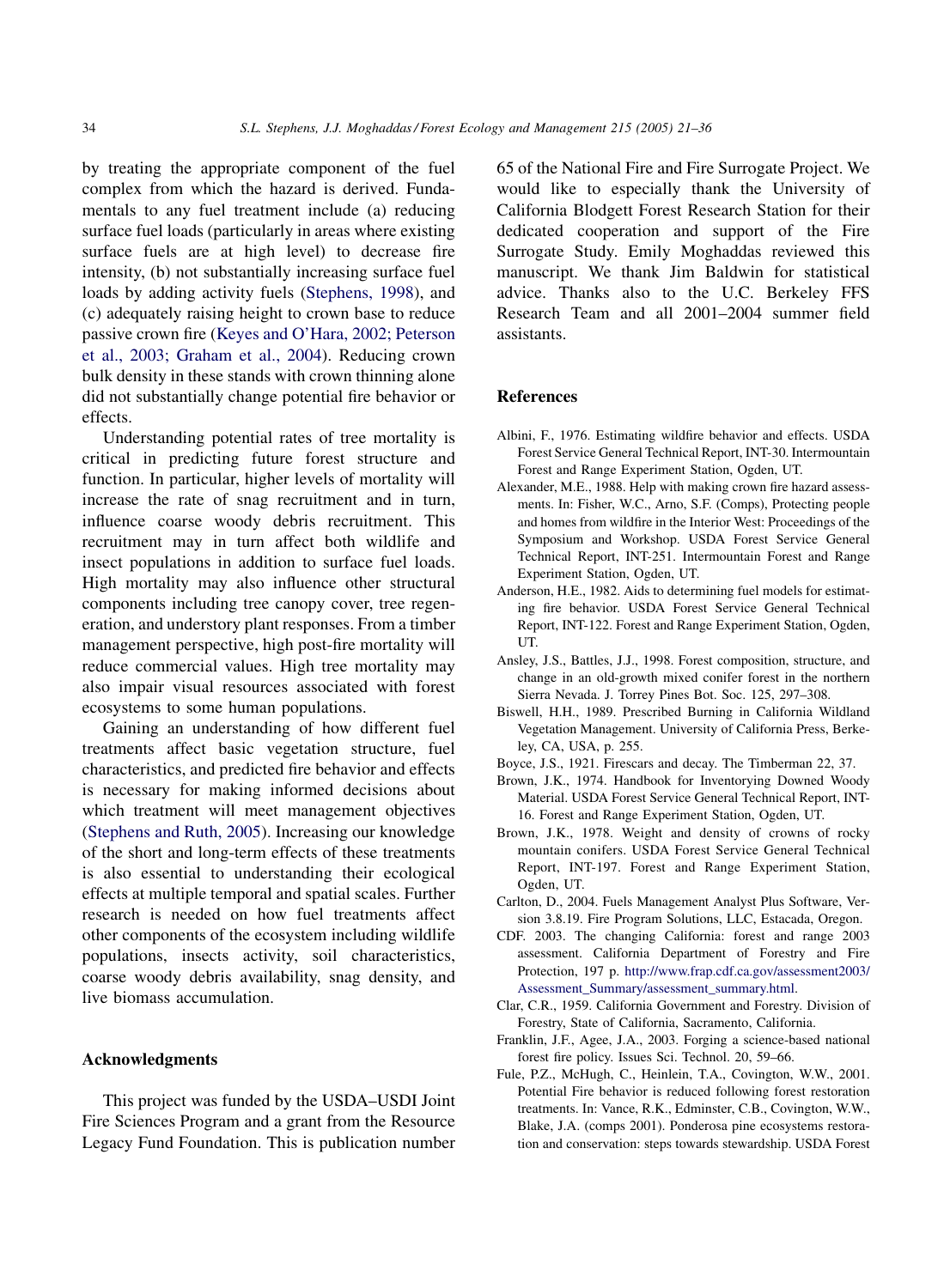by treating the appropriate component of the fuel complex from which the hazard is derived. Fundamentals to any fuel treatment include (a) reducing surface fuel loads (particularly in areas where existing surface fuels are at high level) to decrease fire intensity, (b) not substantially increasing surface fuel loads by adding activity fuels (Stephens, 1998), and (c) adequately raising height to crown base to reduce passive crown fire (Keyes and O'Hara, 2002; Peterson et al., 2003; Graham et al., 2004). Reducing crown bulk density in these stands with crown thinning alone did not substantially change potential fire behavior or effects.

Understanding potential rates of tree mortality is critical in predicting future forest structure and function. In particular, higher levels of mortality will increase the rate of snag recruitment and in turn, influence coarse woody debris recruitment. This recruitment may in turn affect both wildlife and insect populations in addition to surface fuel loads. High mortality may also influence other structural components including tree canopy cover, tree regeneration, and understory plant responses. From a timber management perspective, high post-fire mortality will reduce commercial values. High tree mortality may also impair visual resources associated with forest ecosystems to some human populations.

Gaining an understanding of how different fuel treatments affect basic vegetation structure, fuel characteristics, and predicted fire behavior and effects is necessary for making informed decisions about which treatment will meet management objectives (Stephens and Ruth, 2005). Increasing our knowledge of the short and long-term effects of these treatments is also essential to understanding their ecological effects at multiple temporal and spatial scales. Further research is needed on how fuel treatments affect other components of the ecosystem including wildlife populations, insects activity, soil characteristics, coarse woody debris availability, snag density, and live biomass accumulation.

## Acknowledgments

This project was funded by the USDA–USDI Joint Fire Sciences Program and a grant from the Resource Legacy Fund Foundation. This is publication number 65 of the National Fire and Fire Surrogate Project. We would like to especially thank the University of California Blodgett Forest Research Station for their dedicated cooperation and support of the Fire Surrogate Study. Emily Moghaddas reviewed this manuscript. We thank Jim Baldwin for statistical advice. Thanks also to the U.C. Berkeley FFS Research Team and all 2001–2004 summer field assistants.

## References

Albini, F., 1976. Estimating wildfire behavior and effects. USDA Forest Service General Technical Report, INT-30. Intermountain Forest and Range Experiment Station, Ogden, UT.

Alexander, M.E., 1988. Help with making crown fire hazard assessments. In: Fisher, W.C., Arno, S.F. (Comps), Protecting people and homes from wildfire in the Interior West: Proceedings of the Symposium and Workshop. USDA Forest Service General Technical Report, INT-251. Intermountain Forest and Range Experiment Station, Ogden, UT.

Anderson, H.E., 1982. Aids to determining fuel models for estimating fire behavior. USDA Forest Service General Technical Report, INT-122. Forest and Range Experiment Station, Ogden, UT.

Ansley, J.S., Battles, J.J., 1998. Forest composition, structure, and change in an old-growth mixed conifer forest in the northern Sierra Nevada. J. Torrey Pines Bot. Soc. 125, 297–308.

Biswell, H.H., 1989. Prescribed Burning in California Wildland Vegetation Management. University of California Press, Berkeley, CA, USA, p. 255.

Boyce, J.S., 1921. Firescars and decay. The Timberman 22, 37.

Brown, J.K., 1974. Handbook for Inventorying Downed Woody Material. USDA Forest Service General Technical Report, INT-16. Forest and Range Experiment Station, Ogden, UT.

Brown, J.K., 1978. Weight and density of crowns of rocky mountain conifers. USDA Forest Service General Technical Report, INT-197. Forest and Range Experiment Station, Ogden, UT.

Carlton, D., 2004. Fuels Management Analyst Plus Software, Version 3.8.19. Fire Program Solutions, LLC, Estacada, Oregon.

CDF. 2003. The changing California: forest and range 2003 assessment. California Department of Forestry and Fire Protection, 197 p. http://www.frap.cdf.ca.gov/assessment2003/Assessment_Summary/assessment_summary.html.

Clar, C.R., 1959. California Government and Forestry. Division of Forestry, State of California, Sacramento, California.

Franklin, J.F., Agee, J.A., 2003. Forging a science-based national forest fire policy. Issues Sci. Technol. 20, 59–66.

Fule, P.Z., McHugh, C., Heinlein, T.A., Covington, W.W., 2001. Potential Fire behavior is reduced following forest restoration treatments. In: Vance, R.K., Edminster, C.B., Covington, W.W., Blake, J.A. (comps 2001). Ponderosa pine ecosystems restoration and conservation: steps towards stewardship. USDA Forest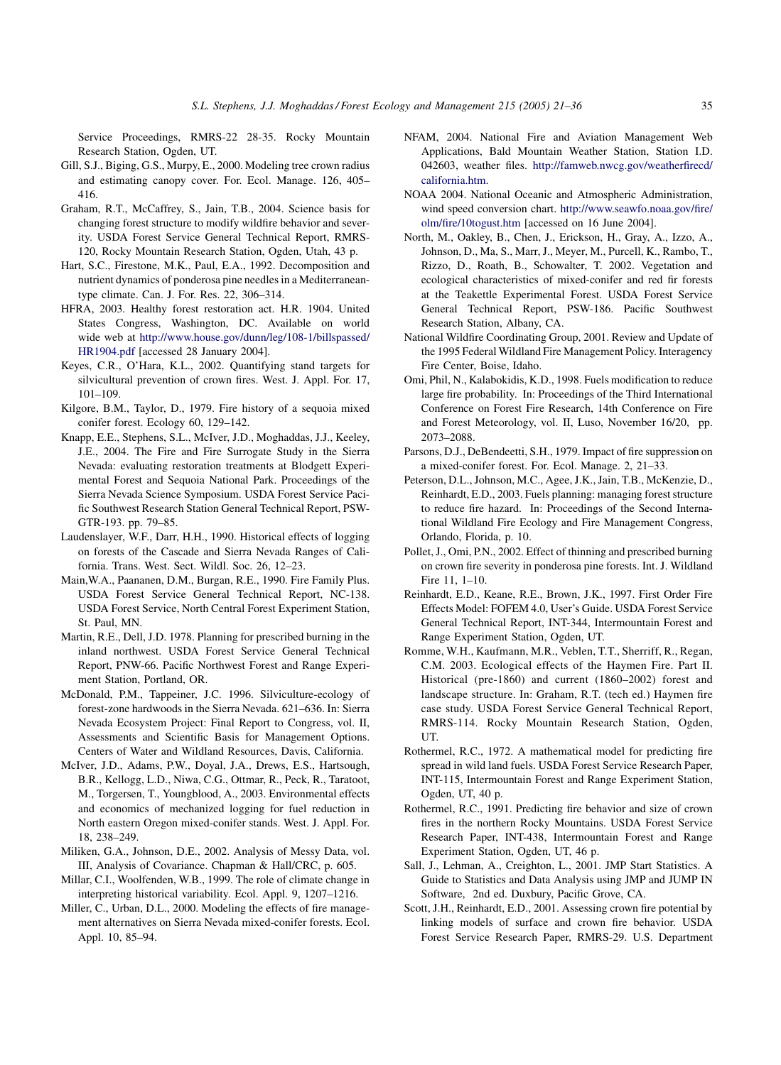Service Proceedings, RMRS-22 28-35. Rocky Mountain Research Station, Ogden, UT.

Gill, S.J., Biging, G.S., Murpy, E., 2000. Modeling tree crown radius and estimating canopy cover. For. Ecol. Manage. 126, 405–416.

Graham, R.T., McCaffrey, S., Jain, T.B., 2004. Science basis for changing forest structure to modify wildfire behavior and severity. USDA Forest Service General Technical Report, RMRS-120, Rocky Mountain Research Station, Ogden, Utah, 43 p.

Hart, S.C., Firestone, M.K., Paul, E.A., 1992. Decomposition and nutrient dynamics of ponderosa pine needles in a Mediterranean-type climate. Can. J. For. Res. 22, 306–314.

HFRA, 2003. Healthy forest restoration act. H.R. 1904. United States Congress, Washington, DC. Available on world wide web at http://www.house.gov/dunn/leg/108-1/billspassed/HR1904.pdf [accessed 28 January 2004].

Keyes, C.R., O'Hara, K.L., 2002. Quantifying stand targets for silvicultural prevention of crown fires. West. J. Appl. For. 17, 101–109.

Kilgore, B.M., Taylor, D., 1979. Fire history of a sequoia mixed conifer forest. Ecology 60, 129–142.

Knapp, E.E., Stephens, S.L., McIver, J.D., Moghaddas, J.J., Keeley, J.E., 2004. The Fire and Fire Surrogate Study in the Sierra Nevada: evaluating restoration treatments at Blodgett Experimental Forest and Sequoia National Park. Proceedings of the Sierra Nevada Science Symposium. USDA Forest Service Pacific Southwest Research Station General Technical Report, PSW-GTR-193. pp. 79–85.

Laudenslayer, W.F., Darr, H.H., 1990. Historical effects of logging on forests of the Cascade and Sierra Nevada Ranges of California. Trans. West. Sect. Wildl. Soc. 26, 12–23.

Main,W.A., Paananen, D.M., Burgan, R.E., 1990. Fire Family Plus. USDA Forest Service General Technical Report, NC-138. USDA Forest Service, North Central Forest Experiment Station, St. Paul, MN.

Martin, R.E., Dell, J.D. 1978. Planning for prescribed burning in the inland northwest. USDA Forest Service General Technical Report, PNW-66. Pacific Northwest Forest and Range Experiment Station, Portland, OR.

McDonald, P.M., Tappeiner, J.C. 1996. Silviculture-ecology of forest-zone hardwoods in the Sierra Nevada. 621–636. In: Sierra Nevada Ecosystem Project: Final Report to Congress, vol. II, Assessments and Scientific Basis for Management Options. Centers of Water and Wildland Resources, Davis, California.

McIver, J.D., Adams, P.W., Doyal, J.A., Drews, E.S., Hartsough, B.R., Kellogg, L.D., Niwa, C.G., Ottmar, R., Peck, R., Taratoot, M., Torgersen, T., Youngblood, A., 2003. Environmental effects and economics of mechanized logging for fuel reduction in North eastern Oregon mixed-conifer stands. West. J. Appl. For. 18, 238–249.

Miliken, G.A., Johnson, D.E., 2002. Analysis of Messy Data, vol. III, Analysis of Covariance. Chapman & Hall/CRC, p. 605.

Millar, C.I., Woolfenden, W.B., 1999. The role of climate change in interpreting historical variability. Ecol. Appl. 9, 1207–1216.

Miller, C., Urban, D.L., 2000. Modeling the effects of fire management alternatives on Sierra Nevada mixed-conifer forests. Ecol. Appl. 10, 85–94.

NFAM, 2004. National Fire and Aviation Management Web Applications, Bald Mountain Weather Station, Station I.D. 042603, weather files. http://famweb.nwcg.gov/weatherfirecd/california.htm.

NOAA 2004. National Oceanic and Atmospheric Administration, wind speed conversion chart. http://www.seawfo.noaa.gov/fire/olm/fire/10togust.htm [accessed on 16 June 2004].

North, M., Oakley, B., Chen, J., Erickson, H., Gray, A., Izzo, A., Johnson, D., Ma, S., Marr, J., Meyer, M., Purcell, K., Rambo, T., Rizzo, D., Roath, B., Schowalter, T. 2002. Vegetation and ecological characteristics of mixed-conifer and red fir forests at the Teakettle Experimental Forest. USDA Forest Service General Technical Report, PSW-186. Pacific Southwest Research Station, Albany, CA.

National Wildfire Coordinating Group, 2001. Review and Update of the 1995 Federal Wildland Fire Management Policy. Interagency Fire Center, Boise, Idaho.

Omi, Phil, N., Kalabokidis, K.D., 1998. Fuels modification to reduce large fire probability. In: Proceedings of the Third International Conference on Forest Fire Research, 14th Conference on Fire and Forest Meteorology, vol. II, Luso, November 16/20, pp. 2073–2088.

Parsons, D.J., DeBendeetti, S.H., 1979. Impact of fire suppression on a mixed-conifer forest. For. Ecol. Manage. 2, 21–33.

Peterson, D.L., Johnson, M.C., Agee, J.K., Jain, T.B., McKenzie, D., Reinhardt, E.D., 2003. Fuels planning: managing forest structure to reduce fire hazard. In: Proceedings of the Second International Wildland Fire Ecology and Fire Management Congress, Orlando, Florida, p. 10.

Pollet, J., Omi, P.N., 2002. Effect of thinning and prescribed burning on crown fire severity in ponderosa pine forests. Int. J. Wildland Fire 11, 1–10.

Reinhardt, E.D., Keane, R.E., Brown, J.K., 1997. First Order Fire Effects Model: FOFEM 4.0, User's Guide. USDA Forest Service General Technical Report, INT-344, Intermountain Forest and Range Experiment Station, Ogden, UT.

Romme, W.H., Kaufmann, M.R., Veblen, T.T., Sherriff, R., Regan, C.M. 2003. Ecological effects of the Haymen Fire. Part II. Historical (pre-1860) and current (1860–2002) forest and landscape structure. In: Graham, R.T. (tech ed.) Haymen fire case study. USDA Forest Service General Technical Report, RMRS-114. Rocky Mountain Research Station, Ogden, UT.

Rothermel, R.C., 1972. A mathematical model for predicting fire spread in wild land fuels. USDA Forest Service Research Paper, INT-115, Intermountain Forest and Range Experiment Station, Ogden, UT, 40 p.

Rothermel, R.C., 1991. Predicting fire behavior and size of crown fires in the northern Rocky Mountains. USDA Forest Service Research Paper, INT-438, Intermountain Forest and Range Experiment Station, Ogden, UT, 46 p.

Sall, J., Lehman, A., Creighton, L., 2001. JMP Start Statistics. A Guide to Statistics and Data Analysis using JMP and JUMP IN Software, 2nd ed. Duxbury, Pacific Grove, CA.

Scott, J.H., Reinhardt, E.D., 2001. Assessing crown fire potential by linking models of surface and crown fire behavior. USDA Forest Service Research Paper, RMRS-29. U.S. Department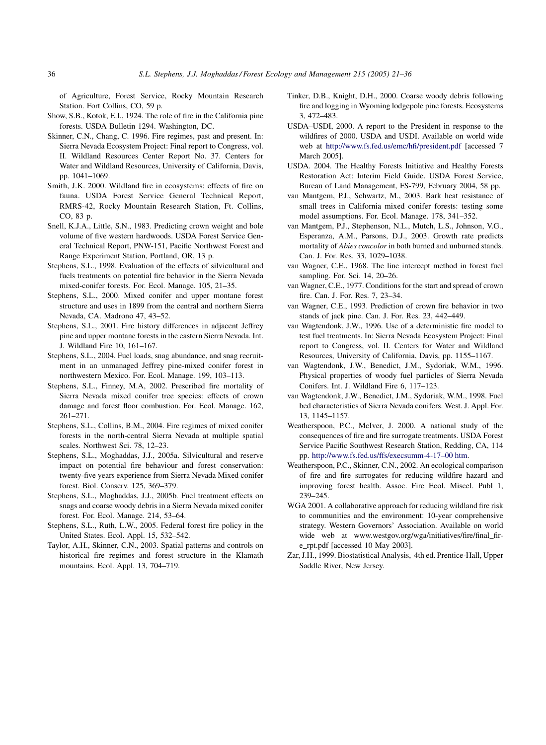of Agriculture, Forest Service, Rocky Mountain Research Station. Fort Collins, CO, 59 p.

Show, S.B., Kotok, E.I., 1924. The role of fire in the California pine forests. USDA Bulletin 1294. Washington, DC.

Skinner, C.N., Chang, C. 1996. Fire regimes, past and present. In: Sierra Nevada Ecosystem Project: Final report to Congress, vol. II. Wildland Resources Center Report No. 37. Centers for Water and Wildland Resources, University of California, Davis, pp. 1041–1069.

Smith, J.K. 2000. Wildland fire in ecosystems: effects of fire on fauna. USDA Forest Service General Technical Report, RMRS-42, Rocky Mountain Research Station, Ft. Collins, CO, 83 p.

Snell, K.J.A., Little, S.N., 1983. Predicting crown weight and bole volume of five western hardwoods. USDA Forest Service General Technical Report, PNW-151, Pacific Northwest Forest and Range Experiment Station, Portland, OR, 13 p.

Stephens, S.L., 1998. Evaluation of the effects of silvicultural and fuels treatments on potential fire behavior in the Sierra Nevada mixed-conifer forests. For. Ecol. Manage. 105, 21–35.

Stephens, S.L., 2000. Mixed conifer and upper montane forest structure and uses in 1899 from the central and northern Sierra Nevada, CA. Madrono 47, 43–52.

Stephens, S.L., 2001. Fire history differences in adjacent Jeffrey pine and upper montane forests in the eastern Sierra Nevada. Int. J. Wildland Fire 10, 161–167.

Stephens, S.L., 2004. Fuel loads, snag abundance, and snag recruitment in an unmanaged Jeffrey pine-mixed conifer forest in northwestern Mexico. For. Ecol. Manage. 199, 103–113.

Stephens, S.L., Finney, M.A, 2002. Prescribed fire mortality of Sierra Nevada mixed conifer tree species: effects of crown damage and forest floor combustion. For. Ecol. Manage. 162, 261–271.

Stephens, S.L., Collins, B.M., 2004. Fire regimes of mixed conifer forests in the north-central Sierra Nevada at multiple spatial scales. Northwest Sci. 78, 12–23.

Stephens, S.L., Moghaddas, J.J., 2005a. Silvicultural and reserve impact on potential fire behaviour and forest conservation: twenty-five years experience from Sierra Nevada Mixed conifer forest. Biol. Conserv. 125, 369–379.

Stephens, S.L., Moghaddas, J.J., 2005b. Fuel treatment effects on snags and coarse woody debris in a Sierra Nevada mixed conifer forest. For. Ecol. Manage. 214, 53–64.

Stephens, S.L., Ruth, L.W., 2005. Federal forest fire policy in the United States. Ecol. Appl. 15, 532–542.

Taylor, A.H., Skinner, C.N., 2003. Spatial patterns and controls on historical fire regimes and forest structure in the Klamath mountains. Ecol. Appl. 13, 704–719.

Tinker, D.B., Knight, D.H., 2000. Coarse woody debris following fire and logging in Wyoming lodgepole pine forests. Ecosystems 3, 472–483.

USDA–USDI, 2000. A report to the President in response to the wildfires of 2000. USDA and USDI. Available on world wide web at http://www.fs.fed.us/emc/hfi/president.pdf [accessed 7 March 2005].

USDA. 2004. The Healthy Forests Initiative and Healthy Forests Restoration Act: Interim Field Guide. USDA Forest Service, Bureau of Land Management, FS-799, February 2004, 58 pp.

van Mantgem, P.J., Schwartz, M., 2003. Bark heat resistance of small trees in California mixed conifer forests: testing some model assumptions. For. Ecol. Manage. 178, 341–352.

van Mantgem, P.J., Stephenson, N.L., Mutch, L.S., Johnson, V.G., Esperanza, A.M., Parsons, D.J., 2003. Growth rate predicts mortality of *Abies concolor* in both burned and unburned stands. Can. J. For. Res. 33, 1029–1038.

van Wagner, C.E., 1968. The line intercept method in forest fuel sampling. For. Sci. 14, 20–26.

van Wagner, C.E., 1977. Conditions for the start and spread of crown fire. Can. J. For. Res. 7, 23–34.

van Wagner, C.E., 1993. Prediction of crown fire behavior in two stands of jack pine. Can. J. For. Res. 23, 442–449.

van Wagtendonk, J.W., 1996. Use of a deterministic fire model to test fuel treatments. In: Sierra Nevada Ecosystem Project: Final report to Congress, vol. II. Centers for Water and Wildland Resources, University of California, Davis, pp. 1155–1167.

van Wagtendonk, J.W., Benedict, J.M., Sydoriak, W.M., 1996. Physical properties of woody fuel particles of Sierra Nevada Conifers. Int. J. Wildland Fire 6, 117–123.

van Wagtendonk, J.W., Benedict, J.M., Sydoriak, W.M., 1998. Fuel bed characteristics of Sierra Nevada conifers. West. J. Appl. For. 13, 1145–1157.

Weatherspoon, P.C., McIver, J. 2000. A national study of the consequences of fire and fire surrogate treatments. USDA Forest Service Pacific Southwest Research Station, Redding, CA, 114 pp. http://www.fs.fed.us/ffs/execsumm-4-17–00 htm.

Weatherspoon, P.C., Skinner, C.N., 2002. An ecological comparison of fire and fire surrogates for reducing wildfire hazard and improving forest health. Assoc. Fire Ecol. Miscel. Publ 1, 239–245.

WGA 2001. A collaborative approach for reducing wildland fire risk to communities and the environment: 10-year comprehensive strategy. Western Governors' Association. Available on world wide web at www.westgov.org/wga/initiatives/fire/final_fire_rpt.pdf [accessed 10 May 2003].

Zar, J.H., 1999. Biostatistical Analysis, 4th ed. Prentice-Hall, Upper Saddle River, New Jersey.